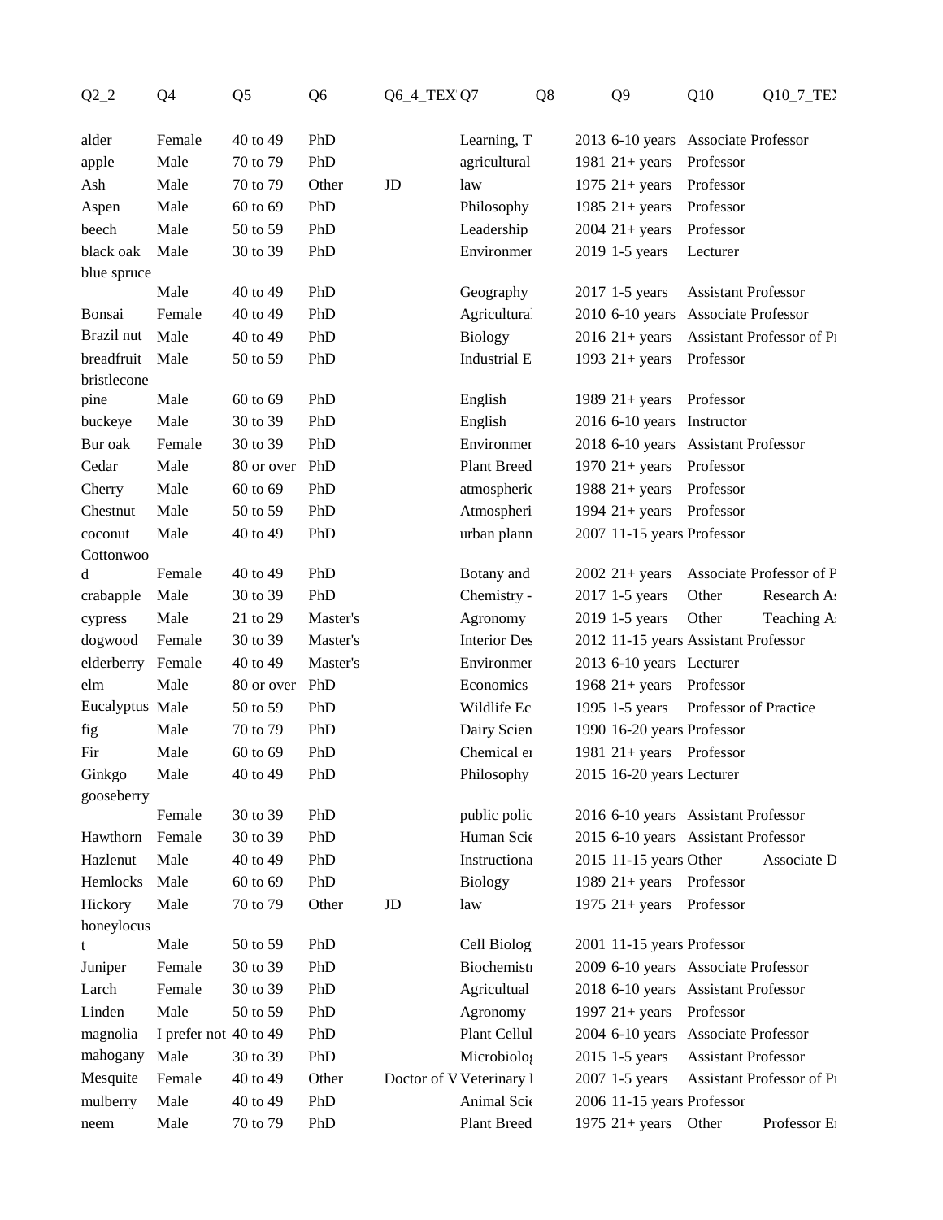| Q2_2 | Q4 | Q5 | Q6 | Q6_4_TEX | Q7 | Q8 | Q9 | Q10 | Q10_7_TEX |
|---|---|---|---|---|---|---|---|---|---|
| alder | Female | 40 to 49 | PhD | | Learning, T | 2013 | 6-10 years | Associate Professor | |
| apple | Male | 70 to 79 | PhD | | agricultural | 1981 | 21+ years | Professor | |
| Ash | Male | 70 to 79 | Other | JD | law | 1975 | 21+ years | Professor | |
| Aspen | Male | 60 to 69 | PhD | | Philosophy | 1985 | 21+ years | Professor | |
| beech | Male | 50 to 59 | PhD | | Leadership | 2004 | 21+ years | Professor | |
| black oak | Male | 30 to 39 | PhD | | Environmen | 2019 | 1-5 years | Lecturer | |
| blue spruce | Male | 40 to 49 | PhD | | Geography | 2017 | 1-5 years | Assistant Professor | |
| Bonsai | Female | 40 to 49 | PhD | | Agricultural | 2010 | 6-10 years | Associate Professor | |
| Brazil nut | Male | 40 to 49 | PhD | | Biology | 2016 | 21+ years | Assistant Professor of Pr | |
| breadfruit | Male | 50 to 59 | PhD | | Industrial E | 1993 | 21+ years | Professor | |
| bristlecone pine | Male | 60 to 69 | PhD | | English | 1989 | 21+ years | Professor | |
| buckeye | Male | 30 to 39 | PhD | | English | 2016 | 6-10 years | Instructor | |
| Bur oak | Female | 30 to 39 | PhD | | Environmen | 2018 | 6-10 years | Assistant Professor | |
| Cedar | Male | 80 or over | PhD | | Plant Breed | 1970 | 21+ years | Professor | |
| Cherry | Male | 60 to 69 | PhD | | atmospheric | 1988 | 21+ years | Professor | |
| Chestnut | Male | 50 to 59 | PhD | | Atmospheri | 1994 | 21+ years | Professor | |
| coconut | Male | 40 to 49 | PhD | | urban plann | 2007 | 11-15 years | Professor | |
| Cottonwood | Female | 40 to 49 | PhD | | Botany and | 2002 | 21+ years | Associate Professor of P | |
| crabapple | Male | 30 to 39 | PhD | | Chemistry - | 2017 | 1-5 years | Other | Research As |
| cypress | Male | 21 to 29 | Master's | | Agronomy | 2019 | 1-5 years | Other | Teaching A |
| dogwood | Female | 30 to 39 | Master's | | Interior Des | 2012 | 11-15 years | Assistant Professor | |
| elderberry | Female | 40 to 49 | Master's | | Environmen | 2013 | 6-10 years | Lecturer | |
| elm | Male | 80 or over | PhD | | Economics | 1968 | 21+ years | Professor | |
| Eucalyptus | Male | 50 to 59 | PhD | | Wildlife Ec | 1995 | 1-5 years | Professor of Practice | |
| fig | Male | 70 to 79 | PhD | | Dairy Scien | 1990 | 16-20 years | Professor | |
| Fir | Male | 60 to 69 | PhD | | Chemical er | 1981 | 21+ years | Professor | |
| Ginkgo | Male | 40 to 49 | PhD | | Philosophy | 2015 | 16-20 years | Lecturer | |
| gooseberry | Female | 30 to 39 | PhD | | public polic | 2016 | 6-10 years | Assistant Professor | |
| Hawthorn | Female | 30 to 39 | PhD | | Human Scie | 2015 | 6-10 years | Assistant Professor | |
| Hazlenut | Male | 40 to 49 | PhD | | Instructiona | 2015 | 11-15 years | Other | Associate D |
| Hemlocks | Male | 60 to 69 | PhD | | Biology | 1989 | 21+ years | Professor | |
| Hickory | Male | 70 to 79 | Other | JD | law | 1975 | 21+ years | Professor | |
| honeylocust | Male | 50 to 59 | PhD | | Cell Biolog | 2001 | 11-15 years | Professor | |
| Juniper | Female | 30 to 39 | PhD | | Biochemistr | 2009 | 6-10 years | Associate Professor | |
| Larch | Female | 30 to 39 | PhD | | Agricultual | 2018 | 6-10 years | Assistant Professor | |
| Linden | Male | 50 to 59 | PhD | | Agronomy | 1997 | 21+ years | Professor | |
| magnolia | I prefer not | 40 to 49 | PhD | | Plant Cellul | 2004 | 6-10 years | Associate Professor | |
| mahogany | Male | 30 to 39 | PhD | | Microbiolog | 2015 | 1-5 years | Assistant Professor | |
| Mesquite | Female | 40 to 49 | Other | Doctor of V | Veterinary M | 2007 | 1-5 years | Assistant Professor of Pr | |
| mulberry | Male | 40 to 49 | PhD | | Animal Scie | 2006 | 11-15 years | Professor | |
| neem | Male | 70 to 79 | PhD | | Plant Breed | 1975 | 21+ years | Other | Professor E |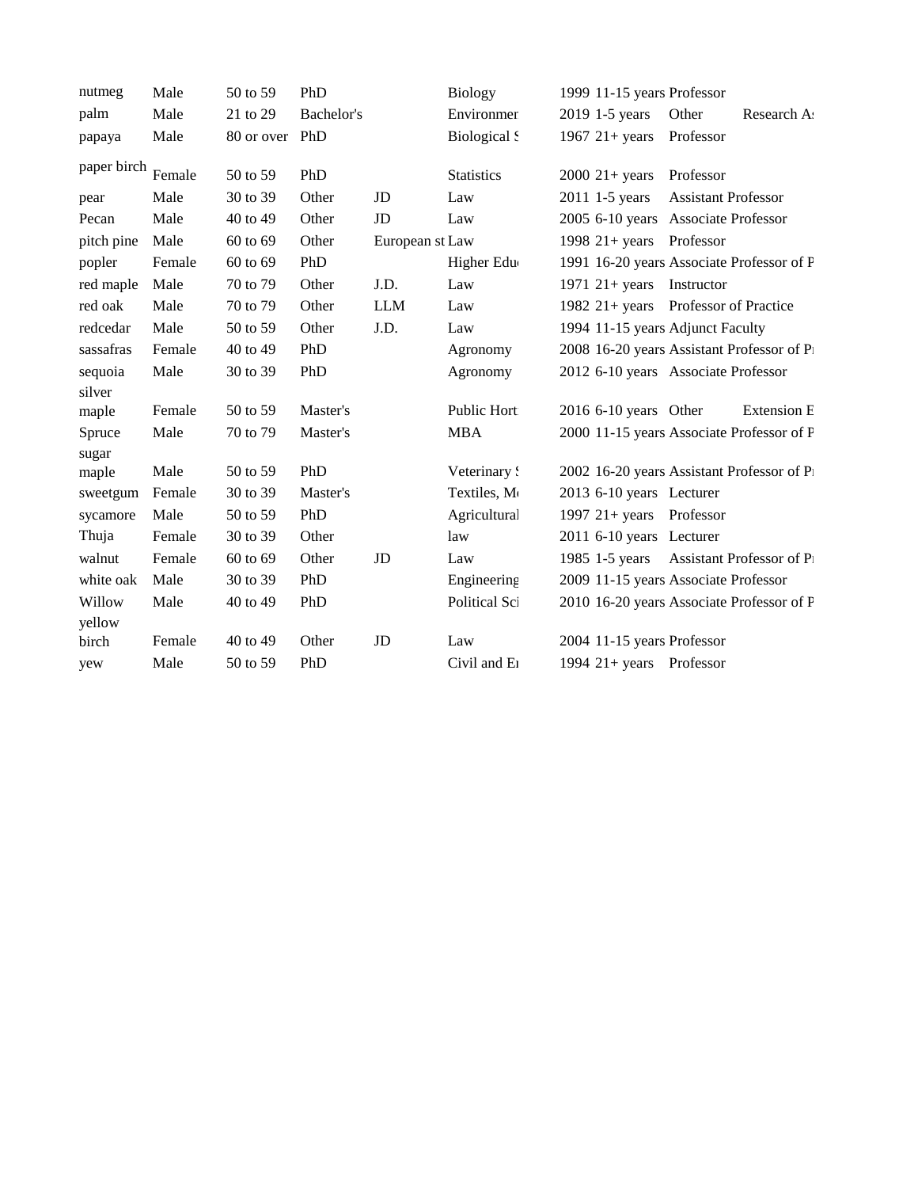| | | | | | | | | | |
|---|---|---|---|---|---|---|---|---|---|
| nutmeg | Male | 50 to 59 | PhD | | Biology | 1999 | 11-15 years | Professor | |
| palm | Male | 21 to 29 | Bachelor's | | Environmer | 2019 | 1-5 years | Other | Research As |
| papaya | Male | 80 or over | PhD | | Biological S | 1967 | 21+ years | Professor | |
| paper birch | Female | 50 to 59 | PhD | | Statistics | 2000 | 21+ years | Professor | |
| pear | Male | 30 to 39 | Other | JD | Law | 2011 | 1-5 years | Assistant Professor | |
| Pecan | Male | 40 to 49 | Other | JD | Law | 2005 | 6-10 years | Associate Professor | |
| pitch pine | Male | 60 to 69 | Other | European st | Law | 1998 | 21+ years | Professor | |
| popler | Female | 60 to 69 | PhD | | Higher Edu | 1991 | 16-20 years | Associate Professor of P | |
| red maple | Male | 70 to 79 | Other | J.D. | Law | 1971 | 21+ years | Instructor | |
| red oak | Male | 70 to 79 | Other | LLM | Law | 1982 | 21+ years | Professor of Practice | |
| redcedar | Male | 50 to 59 | Other | J.D. | Law | 1994 | 11-15 years | Adjunct Faculty | |
| sassafras | Female | 40 to 49 | PhD | | Agronomy | 2008 | 16-20 years | Assistant Professor of Pr | |
| sequoia | Male | 30 to 39 | PhD | | Agronomy | 2012 | 6-10 years | Associate Professor | |
| silver maple | Female | 50 to 59 | Master's | | Public Hort | 2016 | 6-10 years | Other | Extension E |
| Spruce | Male | 70 to 79 | Master's | | MBA | 2000 | 11-15 years | Associate Professor of P | |
| sugar maple | Male | 50 to 59 | PhD | | Veterinary S | 2002 | 16-20 years | Assistant Professor of Pr | |
| sweetgum | Female | 30 to 39 | Master's | | Textiles, M | 2013 | 6-10 years | Lecturer | |
| sycamore | Male | 50 to 59 | PhD | | Agricultural | 1997 | 21+ years | Professor | |
| Thuja | Female | 30 to 39 | Other | | law | 2011 | 6-10 years | Lecturer | |
| walnut | Female | 60 to 69 | Other | JD | Law | 1985 | 1-5 years | Assistant Professor of Pr | |
| white oak | Male | 30 to 39 | PhD | | Engineering | 2009 | 11-15 years | Associate Professor | |
| Willow | Male | 40 to 49 | PhD | | Political Sci | 2010 | 16-20 years | Associate Professor of P | |
| yellow birch | Female | 40 to 49 | Other | JD | Law | 2004 | 11-15 years | Professor | |
| yew | Male | 50 to 59 | PhD | | Civil and En | 1994 | 21+ years | Professor | |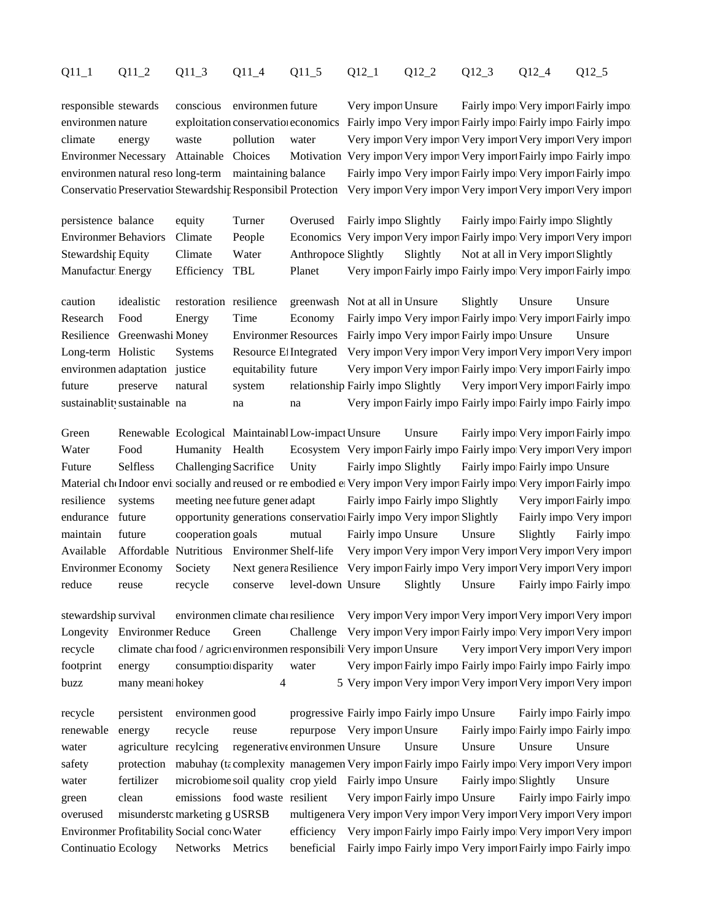| Q11_1 | Q11_2 | Q11_3 | Q11_4 | Q11_5 | Q12_1 | Q12_2 | Q12_3 | Q12_4 | Q12_5 |
|---|---|---|---|---|---|---|---|---|---|
| responsible | stewards | conscious | environmen | future | Very impor | Unsure | Fairly impo | Very impor | Fairly impo |
| environmen | nature | exploitation | conservatio | economics | Fairly impo | Very impor | Fairly impo | Fairly impo | Fairly impo |
| climate | energy | waste | pollution | water | Very impor | Very impor | Very impor | Very impor | Very impor |
| Environmer | Necessary | Attainable | Choices | Motivation | Very impor | Very impor | Very impor | Fairly impo | Fairly impo |
| environmen | natural reso | long-term | maintaining | balance | Fairly impo | Very impor | Fairly impo | Very impor | Fairly impo |
| Conservatio | Preservatior | Stewardshir | Responsibil | Protection | Very impor | Very impor | Very impor | Very impor | Very impor |
| persistence | balance | equity | Turner | Overused | Fairly impo | Slightly | Fairly impo | Fairly impo | Slightly |
| Environmer | Behaviors | Climate | People | Economics | Very impor | Very impor | Fairly impo | Very impor | Very impor |
| Stewardshir | Equity | Climate | Water | Anthropoce | Slightly | Slightly | Not at all in | Very impor | Slightly |
| Manufactur | Energy | Efficiency | TBL | Planet | Very impor | Fairly impo | Fairly impo | Very impor | Fairly impo |
| caution | idealistic | restoration | resilience | greenwash | Not at all in | Unsure | Slightly | Unsure | Unsure |
| Research | Food | Energy | Time | Economy | Fairly impo | Very impor | Fairly impo | Very impor | Fairly impo |
| Resilience | Greenwashi | Money | Environmer | Resources | Fairly impo | Very impor | Fairly impo | Unsure | Unsure |
| Long-term | Holistic | Systems | Resource Ef | Integrated | Very impor | Very impor | Very impor | Very impor | Very impor |
| environmen | adaptation | justice | equitability | future | Very impor | Very impor | Fairly impo | Very impor | Fairly impo |
| future | preserve | natural | system | relationship | Fairly impo | Slightly | Very impor | Very impor | Fairly impo |
| sustainablity | sustainable | na | na | na | Very impor | Fairly impo | Fairly impo | Fairly impo | Fairly impo |
| Green | Renewable | Ecological | Maintainabl | Low-impact | Unsure | Unsure | Fairly impo | Very impor | Fairly impo |
| Water | Food | Humanity | Health | Ecosystem | Very impor | Fairly impo | Fairly impo | Very impor | Very impor |
| Future | Selfless | Challenging | Sacrifice | Unity | Fairly impo | Slightly | Fairly impo | Fairly impo | Unsure |
| Material ch | Indoor envi | socially and | reused or re | embodied e | Very impor | Very impor | Fairly impo | Very impor | Fairly impo |
| resilience | systems | meeting nee | future gener | adapt | Fairly impo | Fairly impo | Slightly | Very impor | Fairly impo |
| endurance | future | opportunity | generations | conservatio | Fairly impo | Very impor | Slightly | Fairly impo | Very impor |
| maintain | future | cooperation | goals | mutual | Fairly impo | Unsure | Unsure | Slightly | Fairly impo |
| Available | Affordable | Nutritious | Environmer | Shelf-life | Very impor | Very impor | Very impor | Very impor | Very impor |
| Environmer | Economy | Society | Next genera | Resilience | Very impor | Fairly impo | Very impor | Very impor | Very impor |
| reduce | reuse | recycle | conserve | level-down | Unsure | Slightly | Unsure | Fairly impo | Fairly impo |
| stewardship | survival | environmen | climate char | resilience | Very impor | Very impor | Very impor | Very impor | Very impor |
| Longevity | Environmer | Reduce | Green | Challenge | Very impor | Very impor | Fairly impo | Very impor | Very impor |
| recycle | climate char | food / agricu | environmen | responsibili | Very impor | Unsure | Very impor | Very impor | Very impor |
| footprint | energy | consumptio | disparity | water | Very impor | Fairly impo | Fairly impo | Fairly impo | Fairly impo |
| buzz | many meani | hokey | 4 | 5 | Very impor | Very impor | Very impor | Very impor | Very impor |
| recycle | persistent | environmen | good | progressive | Fairly impo | Fairly impo | Unsure | Fairly impo | Fairly impo |
| renewable | energy | recycle | reuse | repurpose | Very impor | Unsure | Fairly impo | Fairly impo | Fairly impo |
| water | agriculture | recylcing | regenerative | environmen | Unsure | Unsure | Unsure | Unsure | Unsure |
| safety | protection | mabuhay (ta | complexity | managemen | Very impor | Fairly impo | Fairly impo | Very impor | Very impor |
| water | fertilizer | microbiome | soil quality | crop yield | Fairly impo | Unsure | Fairly impo | Slightly | Unsure |
| green | clean | emissions | food waste | resilient | Very impor | Fairly impo | Unsure | Fairly impo | Fairly impo |
| overused | misunderstc | marketing g | USRSB | multigenera | Very impor | Very impor | Very impor | Very impor | Very impor |
| Environmer | Profitability | Social conc | Water | efficiency | Very impor | Fairly impo | Fairly impo | Very impor | Very impor |
| Continuatio | Ecology | Networks | Metrics | beneficial | Fairly impo | Fairly impo | Very impor | Fairly impo | Fairly impo |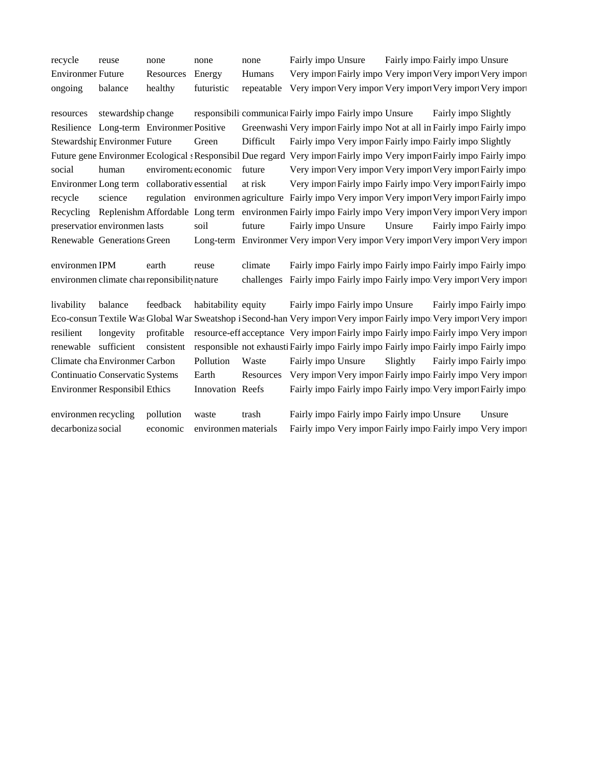| | | | | | | | | | |
|---|---|---|---|---|---|---|---|---|---|
| recycle | reuse | none | none | none | Fairly impo | Unsure | Fairly impo | Fairly impo | Unsure |
| Environmer | Future | Resources | Energy | Humans | Very impor | Fairly impo | Very impor | Very impor | Very impor |
| ongoing | balance | healthy | futuristic | repeatable | Very impor | Very impor | Very impor | Very impor | Very impor |
| resources | stewardship | change | responsibili | communica | Fairly impo | Fairly impo | Unsure | Fairly impo | Slightly |
| Resilience | Long-term | Environmer | Positive | Greenwashi | Very impor | Fairly impo | Not at all in | Fairly impo | Fairly impo |
| Stewardshi | Environmer | Future | Green | Difficult | Fairly impo | Very impor | Fairly impo | Fairly impo | Slightly |
| Future gene | Environmer | Ecological s | Responsibil | Due regard | Very impor | Fairly impo | Very impor | Fairly impo | Fairly impo |
| social | human | enviroment | economic | future | Very impor | Very impor | Very impor | Very impor | Fairly impo |
| Environmer | Long term | collaborativ | essential | at risk | Very impor | Fairly impo | Fairly impo | Very impor | Fairly impo |
| recycle | science | regulation | environmen | agriculture | Fairly impo | Very impor | Very impor | Very impor | Fairly impo |
| Recycling | Replenishm | Affordable | Long term | environmen | Fairly impo | Fairly impo | Very impor | Very impor | Very impor |
| preservatio | environmen | lasts | soil | future | Fairly impo | Unsure | Unsure | Fairly impo | Fairly impo |
| Renewable | Generations | Green | Long-term | Environmer | Very impor | Very impor | Very impor | Very impor | Very impor |
| environmen | IPM | earth | reuse | climate | Fairly impo | Fairly impo | Fairly impo | Fairly impo | Fairly impo |
| environmen | climate cha | reponsibility | nature | challenges | Fairly impo | Fairly impo | Fairly impo | Very impor | Very impor |
| livability | balance | feedback | habitability | equity | Fairly impo | Fairly impo | Unsure | Fairly impo | Fairly impo |
| Eco-consun | Textile Was | Global War | Sweatshop i | Second-han | Very impor | Very impor | Fairly impo | Very impor | Very impor |
| resilient | longevity | profitable | resource-eff | acceptance | Very impor | Fairly impo | Fairly impo | Fairly impo | Very impor |
| renewable | sufficient | consistent | responsible | not exhausti | Fairly impo | Fairly impo | Fairly impo | Fairly impo | Fairly impo |
| Climate cha | Environmer | Carbon | Pollution | Waste | Fairly impo | Unsure | Slightly | Fairly impo | Fairly impo |
| Continuatio | Conservatio | Systems | Earth | Resources | Very impor | Very impor | Fairly impo | Fairly impo | Very impor |
| Environmer | Responsibil | Ethics | Innovation | Reefs | Fairly impo | Fairly impo | Fairly impo | Very impor | Fairly impo |
| environmen | recycling | pollution | waste | trash | Fairly impo | Fairly impo | Fairly impo | Unsure | Unsure |
| decarboniza | social | economic | environmen | materials | Fairly impo | Very impor | Fairly impo | Fairly impo | Very impor |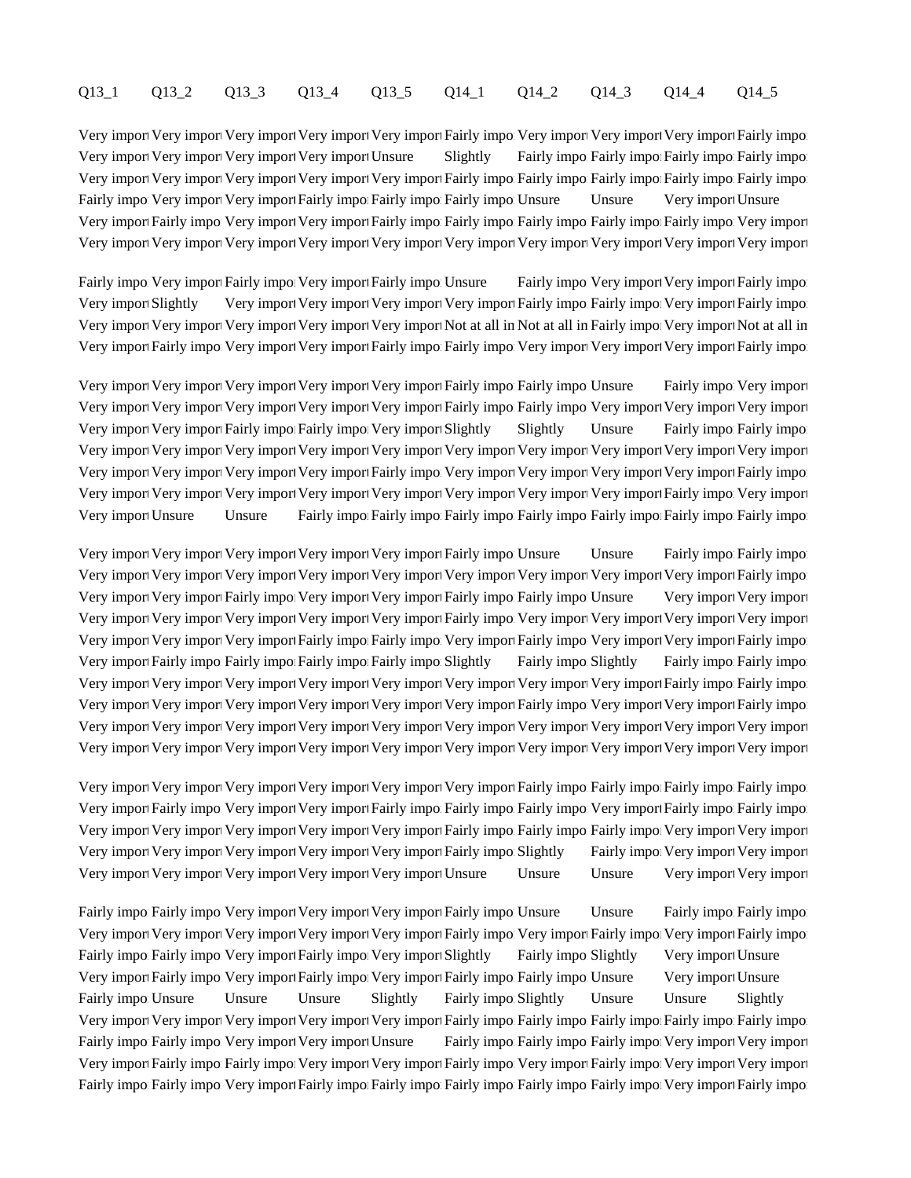| Q13_1 | Q13_2 | Q13_3 | Q13_4 | Q13_5 | Q14_1 | Q14_2 | Q14_3 | Q14_4 | Q14_5 |
|---|---|---|---|---|---|---|---|---|---|
| Very impor | Very impor | Very impor | Very impor | Very impor | Fairly impo | Very impor | Very impor | Very impor | Fairly impo |
| Very impor | Very impor | Very impor | Very impor | Unsure | Slightly | Fairly impo | Fairly impo | Fairly impo | Fairly impo |
| Very impor | Very impor | Very impor | Very impor | Very impor | Fairly impo | Fairly impo | Fairly impo | Fairly impo | Fairly impo |
| Fairly impo | Very impor | Very impor | Fairly impo | Fairly impo | Fairly impo | Unsure | Unsure | Very impor | Unsure |
| Very impor | Fairly impo | Very impor | Very impor | Fairly impo | Fairly impo | Fairly impo | Fairly impo | Fairly impo | Very impor |
| Very impor | Very impor | Very impor | Very impor | Very impor | Very impor | Very impor | Very impor | Very impor | Very impor |
| Fairly impo | Very impor | Fairly impo | Very impor | Fairly impo | Unsure | Fairly impo | Very impor | Very impor | Fairly impo |
| Very impor | Slightly | Very impor | Very impor | Very impor | Very impor | Fairly impo | Fairly impo | Very impor | Fairly impo |
| Very impor | Very impor | Very impor | Very impor | Very impor | Not at all in | Not at all in | Fairly impo | Very impor | Not at all in |
| Very impor | Fairly impo | Very impor | Very impor | Fairly impo | Fairly impo | Very impor | Very impor | Very impor | Fairly impo |
| Very impor | Very impor | Very impor | Very impor | Very impor | Fairly impo | Fairly impo | Unsure | Fairly impo | Very impor |
| Very impor | Very impor | Very impor | Very impor | Very impor | Fairly impo | Fairly impo | Very impor | Very impor | Very impor |
| Very impor | Very impor | Fairly impo | Fairly impo | Very impor | Slightly | Slightly | Unsure | Fairly impo | Fairly impo |
| Very impor | Very impor | Very impor | Very impor | Very impor | Very impor | Very impor | Very impor | Very impor | Very impor |
| Very impor | Very impor | Very impor | Very impor | Fairly impo | Very impor | Very impor | Very impor | Very impor | Fairly impo |
| Very impor | Very impor | Very impor | Very impor | Very impor | Very impor | Very impor | Very impor | Fairly impo | Very impor |
| Very impor | Unsure | Unsure | Fairly impo | Fairly impo | Fairly impo | Fairly impo | Fairly impo | Fairly impo | Fairly impo |
| Very impor | Very impor | Very impor | Very impor | Very impor | Fairly impo | Unsure | Unsure | Fairly impo | Fairly impo |
| Very impor | Very impor | Very impor | Very impor | Very impor | Very impor | Very impor | Very impor | Very impor | Fairly impo |
| Very impor | Very impor | Fairly impo | Very impor | Very impor | Fairly impo | Fairly impo | Unsure | Very impor | Very impor |
| Very impor | Very impor | Very impor | Very impor | Very impor | Fairly impo | Very impor | Very impor | Very impor | Very impor |
| Very impor | Very impor | Very impor | Fairly impo | Fairly impo | Very impor | Fairly impo | Very impor | Very impor | Fairly impo |
| Very impor | Fairly impo | Fairly impo | Fairly impo | Fairly impo | Slightly | Fairly impo | Slightly | Fairly impo | Fairly impo |
| Very impor | Very impor | Very impor | Very impor | Very impor | Very impor | Very impor | Very impor | Fairly impo | Fairly impo |
| Very impor | Very impor | Very impor | Very impor | Very impor | Very impor | Fairly impo | Very impor | Very impor | Fairly impo |
| Very impor | Very impor | Very impor | Very impor | Very impor | Very impor | Very impor | Very impor | Very impor | Very impor |
| Very impor | Very impor | Very impor | Very impor | Very impor | Very impor | Very impor | Very impor | Very impor | Very impor |
| Very impor | Very impor | Very impor | Very impor | Very impor | Very impor | Fairly impo | Fairly impo | Fairly impo | Fairly impo |
| Very impor | Fairly impo | Very impor | Very impor | Fairly impo | Fairly impo | Fairly impo | Very impor | Fairly impo | Fairly impo |
| Very impor | Very impor | Very impor | Very impor | Very impor | Fairly impo | Fairly impo | Fairly impo | Very impor | Very impor |
| Very impor | Very impor | Very impor | Very impor | Very impor | Fairly impo | Slightly | Fairly impo | Very impor | Very impor |
| Very impor | Very impor | Very impor | Very impor | Very impor | Unsure | Unsure | Unsure | Very impor | Very impor |
| Fairly impo | Fairly impo | Very impor | Very impor | Very impor | Fairly impo | Unsure | Unsure | Fairly impo | Fairly impo |
| Very impor | Very impor | Very impor | Very impor | Very impor | Fairly impo | Very impor | Fairly impo | Very impor | Fairly impo |
| Fairly impo | Fairly impo | Very impor | Fairly impo | Very impor | Slightly | Fairly impo | Slightly | Very impor | Unsure |
| Very impor | Fairly impo | Very impor | Fairly impo | Very impor | Fairly impo | Fairly impo | Unsure | Very impor | Unsure |
| Fairly impo | Unsure | Unsure | Unsure | Slightly | Fairly impo | Slightly | Unsure | Unsure | Slightly |
| Very impor | Very impor | Very impor | Very impor | Very impor | Fairly impo | Fairly impo | Fairly impo | Fairly impo | Fairly impo |
| Fairly impo | Fairly impo | Very impor | Very impor | Unsure | Fairly impo | Fairly impo | Fairly impo | Very impor | Very impor |
| Very impor | Fairly impo | Fairly impo | Very impor | Very impor | Fairly impo | Very impor | Fairly impo | Very impor | Very impor |
| Fairly impo | Fairly impo | Very impor | Fairly impo | Fairly impo | Fairly impo | Fairly impo | Fairly impo | Very impor | Fairly impo |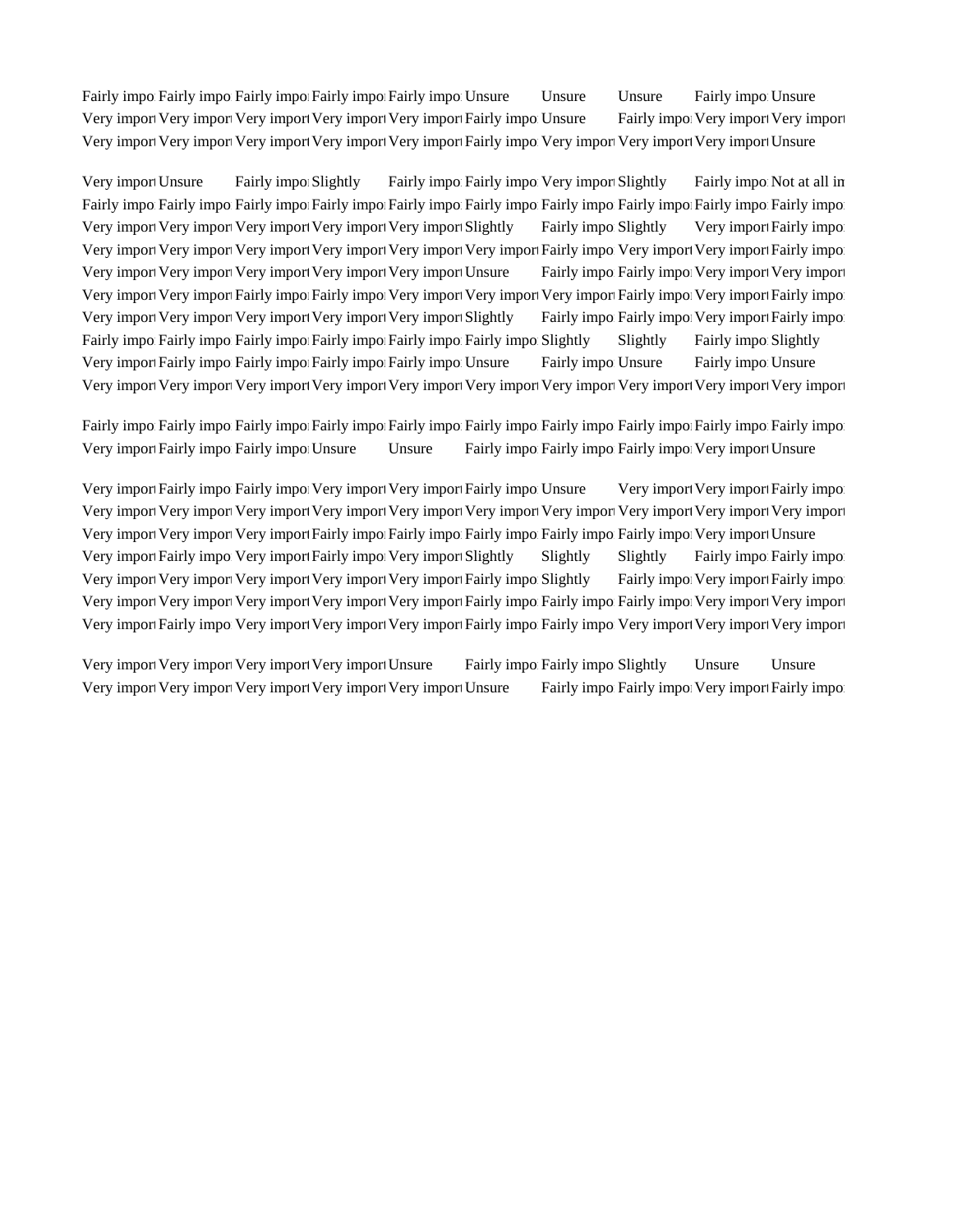| | | | | | | | | | |
|---|---|---|---|---|---|---|---|---|---|
| Fairly impo | Fairly impo | Fairly impo | Fairly impo | Fairly impo | Unsure | Unsure | Unsure | Fairly impo | Unsure |
| Very impor | Very impor | Very impor | Very impor | Very impor | Fairly impo | Unsure | Fairly impo | Very impor | Very impor |
| Very impor | Very impor | Very impor | Very impor | Very impor | Fairly impo | Very impor | Very impor | Very impor | Unsure |
| Very impor | Unsure | Fairly impo | Slightly | Fairly impo | Fairly impo | Very impor | Slightly | Fairly impo | Not at all in |
| Fairly impo | Fairly impo | Fairly impo | Fairly impo | Fairly impo | Fairly impo | Fairly impo | Fairly impo | Fairly impo | Fairly impo |
| Very impor | Very impor | Very impor | Very impor | Very impor | Slightly | Fairly impo | Slightly | Very impor | Fairly impo |
| Very impor | Very impor | Very impor | Very impor | Very impor | Very impor | Fairly impo | Very impor | Very impor | Fairly impo |
| Very impor | Very impor | Very impor | Very impor | Very impor | Unsure | Fairly impo | Fairly impo | Very impor | Very impor |
| Very impor | Very impor | Fairly impo | Fairly impo | Very impor | Very impor | Very impor | Fairly impo | Very impor | Fairly impo |
| Very impor | Very impor | Very impor | Very impor | Very impor | Slightly | Fairly impo | Fairly impo | Very impor | Fairly impo |
| Fairly impo | Fairly impo | Fairly impo | Fairly impo | Fairly impo | Fairly impo | Slightly | Slightly | Fairly impo | Slightly |
| Very impor | Fairly impo | Fairly impo | Fairly impo | Fairly impo | Unsure | Fairly impo | Unsure | Fairly impo | Unsure |
| Very impor | Very impor | Very impor | Very impor | Very impor | Very impor | Very impor | Very impor | Very impor | Very impor |
| Fairly impo | Fairly impo | Fairly impo | Fairly impo | Fairly impo | Fairly impo | Fairly impo | Fairly impo | Fairly impo | Fairly impo |
| Very impor | Fairly impo | Fairly impo | Unsure | Unsure | Fairly impo | Fairly impo | Fairly impo | Very impor | Unsure |
| Very impor | Fairly impo | Fairly impo | Very impor | Very impor | Fairly impo | Unsure | Very impor | Very impor | Fairly impo |
| Very impor | Very impor | Very impor | Very impor | Very impor | Very impor | Very impor | Very impor | Very impor | Very impor |
| Very impor | Very impor | Very impor | Fairly impo | Fairly impo | Fairly impo | Fairly impo | Fairly impo | Very impor | Unsure |
| Very impor | Fairly impo | Very impor | Fairly impo | Very impor | Slightly | Slightly | Slightly | Fairly impo | Fairly impo |
| Very impor | Very impor | Very impor | Very impor | Very impor | Fairly impo | Slightly | Fairly impo | Very impor | Fairly impo |
| Very impor | Very impor | Very impor | Very impor | Very impor | Fairly impo | Fairly impo | Fairly impo | Very impor | Very impor |
| Very impor | Fairly impo | Very impor | Very impor | Very impor | Fairly impo | Fairly impo | Very impor | Very impor | Very impor |
| Very impor | Very impor | Very impor | Very impor | Unsure | Fairly impo | Fairly impo | Slightly | Unsure | Unsure |
| Very impor | Very impor | Very impor | Very impor | Very impor | Unsure | Fairly impo | Fairly impo | Very impor | Fairly impo |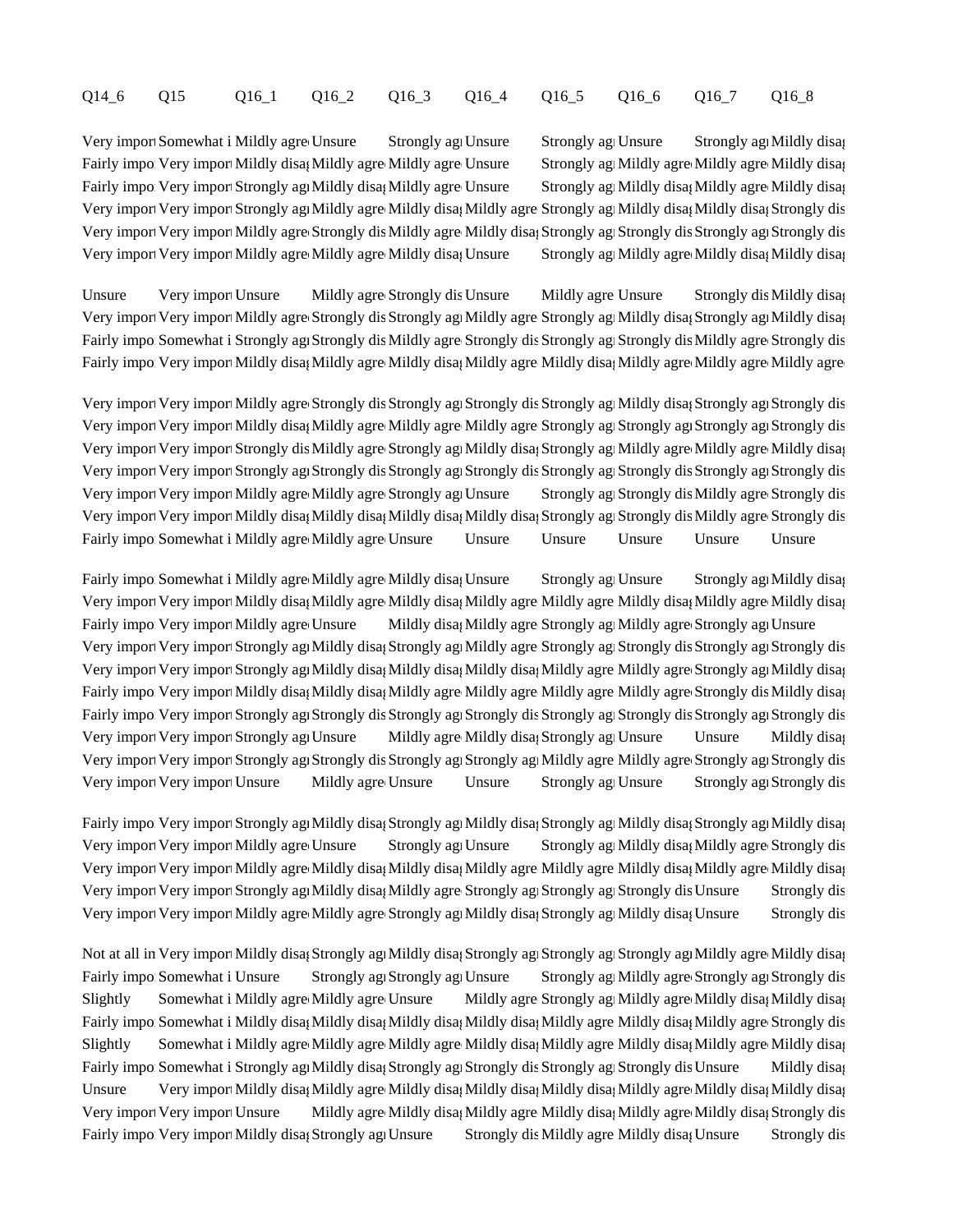| Q14_6 | Q15 | Q16_1 | Q16_2 | Q16_3 | Q16_4 | Q16_5 | Q16_6 | Q16_7 | Q16_8 |
|---|---|---|---|---|---|---|---|---|---|
| Very impor | Somewhat i | Mildly agre | Unsure | Strongly ag | Unsure | Strongly ag | Unsure | Strongly ag | Mildly disa |
| Fairly impo | Very impor | Mildly disa | Mildly agre | Mildly agre | Unsure | Strongly ag | Mildly agre | Mildly agre | Mildly disa |
| Fairly impo | Very impor | Strongly ag | Mildly disa | Mildly agre | Unsure | Strongly ag | Mildly disa | Mildly agre | Mildly disa |
| Very impor | Very impor | Strongly ag | Mildly agre | Mildly disa | Mildly agre | Strongly ag | Mildly disa | Mildly disa | Strongly dis |
| Very impor | Very impor | Mildly agre | Strongly dis | Mildly agre | Mildly disa | Strongly ag | Strongly dis | Strongly ag | Strongly dis |
| Very impor | Very impor | Mildly agre | Mildly agre | Mildly disa | Unsure | Strongly ag | Mildly agre | Mildly disa | Mildly disa |
| Unsure | Very impor | Unsure | Mildly agre | Strongly dis | Unsure | Mildly agre | Unsure | Strongly dis | Mildly disa |
| Very impor | Very impor | Mildly agre | Strongly dis | Strongly ag | Mildly agre | Strongly ag | Mildly disa | Strongly ag | Mildly disa |
| Fairly impo | Somewhat i | Strongly ag | Strongly dis | Mildly agre | Strongly dis | Strongly ag | Strongly dis | Mildly agre | Strongly dis |
| Fairly impo | Very impor | Mildly disa | Mildly agre | Mildly disa | Mildly agre | Mildly disa | Mildly agre | Mildly agre | Mildly agre |
| Very impor | Very impor | Mildly agre | Strongly dis | Strongly ag | Strongly dis | Strongly ag | Mildly disa | Strongly ag | Strongly dis |
| Very impor | Very impor | Mildly disa | Mildly agre | Mildly agre | Mildly agre | Strongly ag | Strongly ag | Strongly ag | Strongly dis |
| Very impor | Very impor | Strongly dis | Mildly agre | Strongly ag | Mildly disa | Strongly ag | Mildly agre | Mildly agre | Mildly disa |
| Very impor | Very impor | Strongly ag | Strongly dis | Strongly ag | Strongly dis | Strongly ag | Strongly dis | Strongly ag | Strongly dis |
| Very impor | Very impor | Mildly agre | Mildly agre | Strongly ag | Unsure | Strongly ag | Strongly dis | Mildly agre | Strongly dis |
| Very impor | Very impor | Mildly disa | Mildly disa | Mildly disa | Mildly disa | Strongly ag | Strongly dis | Mildly agre | Strongly dis |
| Fairly impo | Somewhat i | Mildly agre | Mildly agre | Unsure | Unsure | Unsure | Unsure | Unsure | Unsure |
| Fairly impo | Somewhat i | Mildly agre | Mildly agre | Mildly disa | Unsure | Strongly ag | Unsure | Strongly ag | Mildly disa |
| Very impor | Very impor | Mildly disa | Mildly agre | Mildly disa | Mildly agre | Mildly agre | Mildly disa | Mildly agre | Mildly disa |
| Fairly impo | Very impor | Mildly agre | Unsure | Mildly disa | Mildly agre | Strongly ag | Mildly agre | Strongly ag | Unsure |
| Very impor | Very impor | Strongly ag | Mildly disa | Strongly ag | Mildly agre | Strongly ag | Strongly dis | Strongly ag | Strongly dis |
| Very impor | Very impor | Strongly ag | Mildly disa | Mildly disa | Mildly disa | Mildly agre | Mildly agre | Strongly ag | Mildly disa |
| Fairly impo | Very impor | Mildly disa | Mildly disa | Mildly agre | Mildly agre | Mildly agre | Mildly agre | Strongly dis | Mildly disa |
| Fairly impo | Very impor | Strongly ag | Strongly dis | Strongly ag | Strongly dis | Strongly ag | Strongly dis | Strongly ag | Strongly dis |
| Very impor | Very impor | Strongly ag | Unsure | Mildly agre | Mildly disa | Strongly ag | Unsure | Unsure | Mildly disa |
| Very impor | Very impor | Strongly ag | Strongly dis | Strongly ag | Strongly ag | Mildly agre | Mildly agre | Strongly ag | Strongly dis |
| Very impor | Very impor | Unsure | Mildly agre | Unsure | Unsure | Strongly ag | Unsure | Strongly ag | Strongly dis |
| Fairly impo | Very impor | Strongly ag | Mildly disa | Strongly ag | Mildly disa | Strongly ag | Mildly disa | Strongly ag | Mildly disa |
| Very impor | Very impor | Mildly agre | Unsure | Strongly ag | Unsure | Strongly ag | Mildly disa | Mildly agre | Strongly dis |
| Very impor | Very impor | Mildly agre | Mildly disa | Mildly disa | Mildly agre | Mildly agre | Mildly disa | Mildly agre | Mildly disa |
| Very impor | Very impor | Strongly ag | Mildly disa | Mildly agre | Strongly ag | Strongly ag | Strongly dis | Unsure | Strongly dis |
| Very impor | Very impor | Mildly agre | Mildly agre | Strongly ag | Mildly disa | Strongly ag | Mildly disa | Unsure | Strongly dis |
| Not at all in | Very impor | Mildly disa | Strongly ag | Mildly disa | Strongly ag | Strongly ag | Strongly ag | Mildly agre | Mildly disa |
| Fairly impo | Somewhat i | Unsure | Strongly ag | Strongly ag | Unsure | Strongly ag | Mildly agre | Strongly ag | Strongly dis |
| Slightly | Somewhat i | Mildly agre | Mildly agre | Unsure | Mildly agre | Strongly ag | Mildly agre | Mildly disa | Mildly disa |
| Fairly impo | Somewhat i | Mildly disa | Mildly disa | Mildly disa | Mildly disa | Mildly agre | Mildly disa | Mildly agre | Strongly dis |
| Slightly | Somewhat i | Mildly agre | Mildly agre | Mildly disa | Mildly agre | Mildly disa | Mildly agre | Mildly agre | Mildly disa |
| Fairly impo | Somewhat i | Strongly ag | Mildly disa | Strongly ag | Strongly dis | Strongly ag | Strongly dis | Unsure | Mildly disa |
| Unsure | Very impor | Mildly disa | Mildly agre | Mildly disa | Mildly disa | Mildly disa | Mildly agre | Mildly disa | Mildly disa |
| Very impor | Very impor | Unsure | Mildly agre | Mildly disa | Mildly agre | Mildly disa | Mildly agre | Mildly disa | Strongly dis |
| Fairly impo | Very impor | Mildly disa | Strongly ag | Unsure | Strongly dis | Mildly agre | Mildly disa | Unsure | Strongly dis |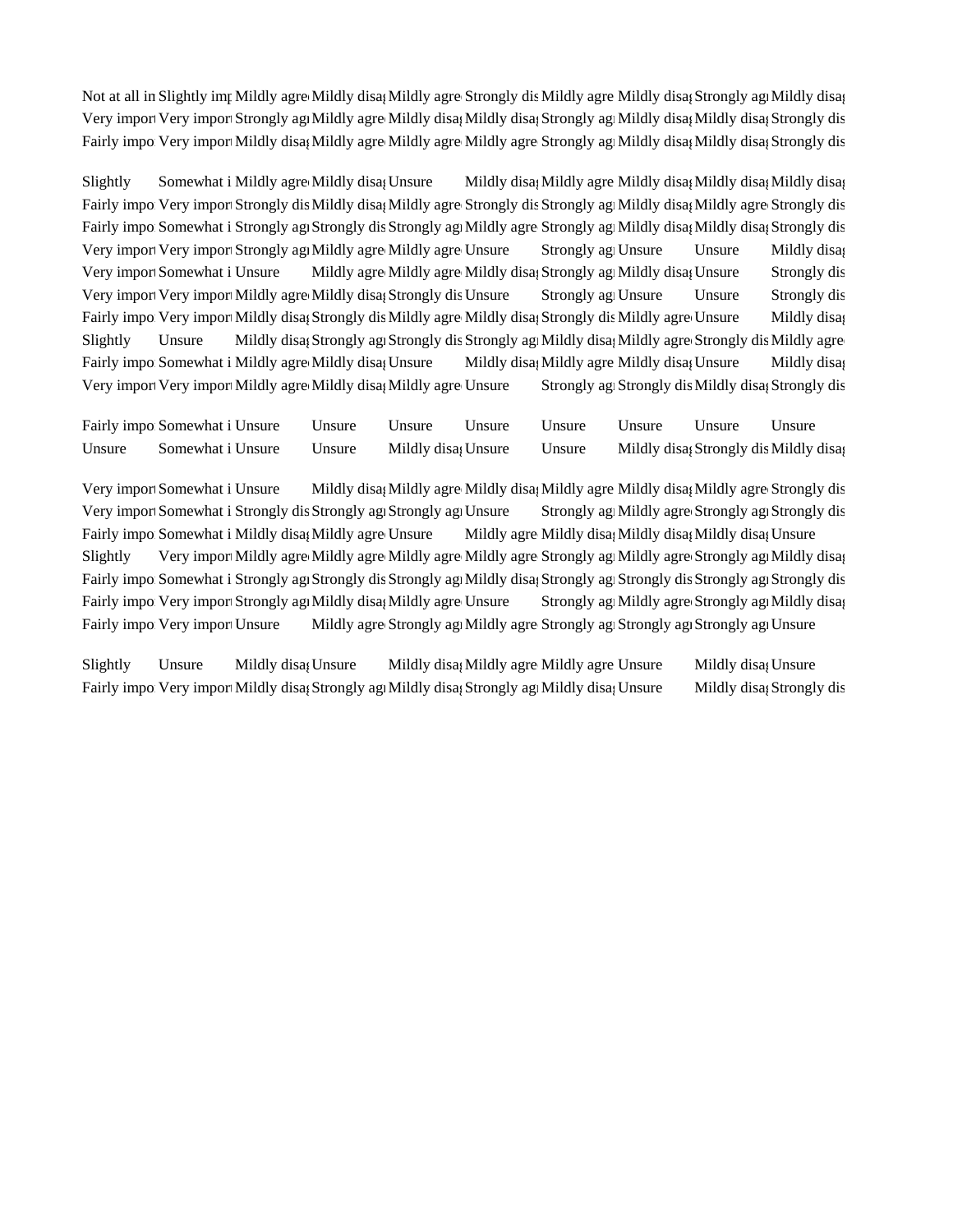| | | | | | | | | | |
|---|---|---|---|---|---|---|---|---|---|
| Not at all in | Slightly imp | Mildly agre | Mildly disag | Mildly agre | Strongly dis | Mildly agre | Mildly disag | Strongly ag | Mildly disag |
| Very impor | Very impor | Strongly ag | Mildly agre | Mildly disag | Mildly disag | Strongly ag | Mildly disag | Mildly disag | Strongly dis |
| Fairly impo | Very impor | Mildly disag | Mildly agre | Mildly agre | Mildly agre | Strongly ag | Mildly disag | Mildly disag | Strongly dis |
| | | | | | | | | | |
| Slightly | Somewhat i | Mildly agre | Mildly disag | Unsure | Mildly disag | Mildly agre | Mildly disag | Mildly disag | Mildly disag |
| Fairly impo | Very impor | Strongly dis | Mildly disag | Mildly agre | Strongly dis | Strongly ag | Mildly disag | Mildly agre | Strongly dis |
| Fairly impo | Somewhat i | Strongly ag | Strongly dis | Strongly ag | Mildly agre | Strongly ag | Mildly disag | Mildly disag | Strongly dis |
| Very impor | Very impor | Strongly ag | Mildly agre | Mildly agre | Unsure | Strongly ag | Unsure | Unsure | Mildly disag |
| Very impor | Somewhat i | Unsure | Mildly agre | Mildly agre | Mildly disag | Strongly ag | Mildly disag | Unsure | Strongly dis |
| Very impor | Very impor | Mildly agre | Mildly disag | Strongly dis | Unsure | Strongly ag | Unsure | Unsure | Strongly dis |
| Fairly impo | Very impor | Mildly disag | Strongly dis | Mildly agre | Mildly disag | Strongly dis | Mildly agre | Unsure | Mildly disag |
| Slightly | Unsure | Mildly disag | Strongly ag | Strongly dis | Strongly ag | Mildly disag | Mildly agre | Strongly dis | Mildly agre |
| Fairly impo | Somewhat i | Mildly agre | Mildly disag | Unsure | Mildly disag | Mildly agre | Mildly disag | Unsure | Mildly disag |
| Very impor | Very impor | Mildly agre | Mildly disag | Mildly agre | Unsure | Strongly ag | Strongly dis | Mildly disag | Strongly dis |
| | | | | | | | | | |
| Fairly impo | Somewhat i | Unsure | Unsure | Unsure | Unsure | Unsure | Unsure | Unsure | Unsure |
| Unsure | Somewhat i | Unsure | Unsure | Mildly disag | Unsure | Unsure | Mildly disag | Strongly dis | Mildly disag |
| | | | | | | | | | |
| Very impor | Somewhat i | Unsure | Mildly disag | Mildly agre | Mildly disag | Mildly agre | Mildly disag | Mildly agre | Strongly dis |
| Very impor | Somewhat i | Strongly dis | Strongly ag | Strongly ag | Unsure | Strongly ag | Mildly agre | Strongly ag | Strongly dis |
| Fairly impo | Somewhat i | Mildly disag | Mildly agre | Unsure | Mildly agre | Mildly disag | Mildly disag | Mildly disag | Unsure |
| Slightly | Very impor | Mildly agre | Mildly agre | Mildly agre | Mildly agre | Strongly ag | Mildly agre | Strongly ag | Mildly disag |
| Fairly impo | Somewhat i | Strongly ag | Strongly dis | Strongly ag | Mildly disag | Strongly ag | Strongly dis | Strongly ag | Strongly dis |
| Fairly impo | Very impor | Strongly ag | Mildly disag | Mildly agre | Unsure | Strongly ag | Mildly agre | Strongly ag | Mildly disag |
| Fairly impo | Very impor | Unsure | Mildly agre | Strongly ag | Mildly agre | Strongly ag | Strongly ag | Strongly ag | Unsure |
| | | | | | | | | | |
| Slightly | Unsure | Mildly disag | Unsure | Mildly disag | Mildly agre | Mildly agre | Unsure | Mildly disag | Unsure |
| Fairly impo | Very impor | Mildly disag | Strongly ag | Mildly disag | Strongly ag | Mildly disag | Unsure | Mildly disag | Strongly dis |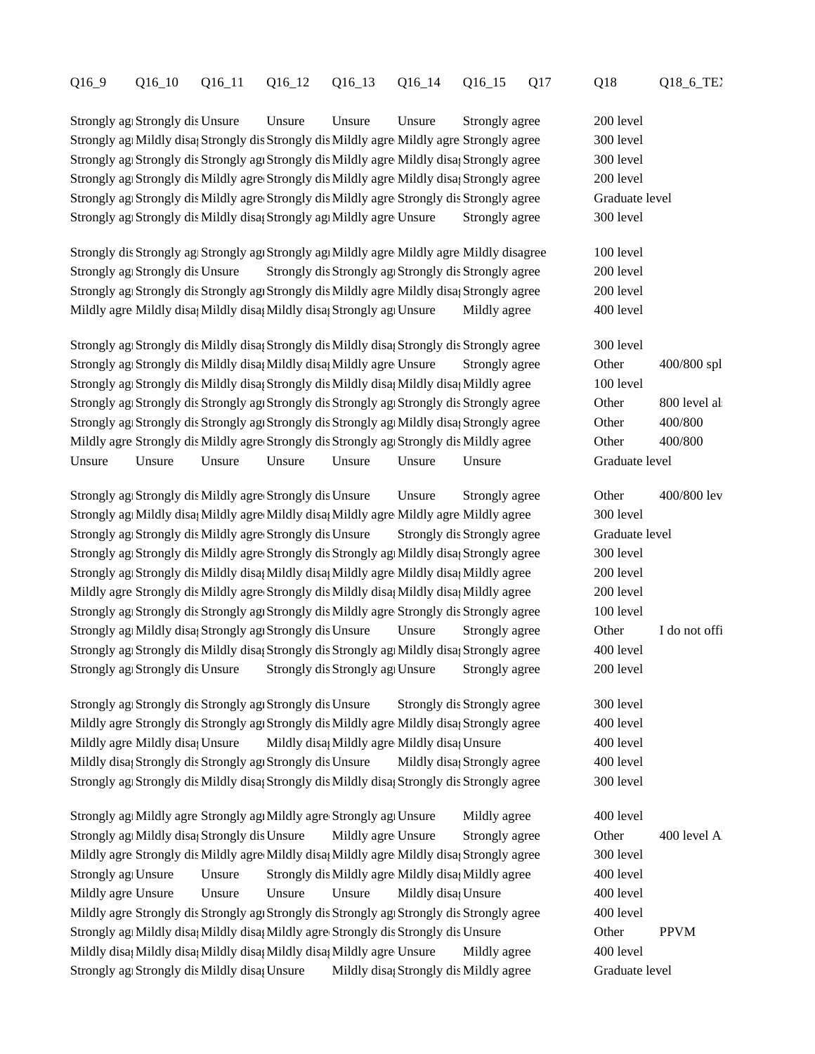| Q16_9 | Q16_10 | Q16_11 | Q16_12 | Q16_13 | Q16_14 | Q16_15 | Q17 | Q18 | Q18_6_TE) |
|---|---|---|---|---|---|---|---|---|---|
| Strongly agı | Strongly dis | Unsure | Unsure | Unsure | Unsure | Strongly agree | | 200 level | |
| Strongly agı | Mildly disaį | Strongly dis | Strongly dis | Mildly agre | Mildly agre | Strongly agree | | 300 level | |
| Strongly agı | Strongly dis | Strongly agı | Strongly dis | Mildly agre | Mildly disaį | Strongly agree | | 300 level | |
| Strongly agı | Strongly dis | Mildly agre | Strongly dis | Mildly agre | Mildly disaį | Strongly agree | | 200 level | |
| Strongly agı | Strongly dis | Mildly agre | Strongly dis | Mildly agre | Strongly dis | Strongly agree | | Graduate level | |
| Strongly agı | Strongly dis | Mildly disaį | Strongly agı | Mildly agre | Unsure | Strongly agree | | 300 level | |
| Strongly dis | Strongly agı | Strongly agı | Strongly agı | Mildly agre | Mildly agre | Mildly disagree | | 100 level | |
| Strongly agı | Strongly dis | Unsure | Strongly dis | Strongly agı | Strongly dis | Strongly agree | | 200 level | |
| Strongly agı | Strongly dis | Strongly agı | Strongly dis | Mildly agre | Mildly disaį | Strongly agree | | 200 level | |
| Mildly agre | Mildly disaį | Mildly disaį | Mildly disaį | Strongly agı | Unsure | Mildly agree | | 400 level | |
| Strongly agı | Strongly dis | Mildly disaį | Strongly dis | Mildly disaį | Strongly dis | Strongly agree | | 300 level | |
| Strongly agı | Strongly dis | Mildly disaį | Mildly disaį | Mildly agre | Unsure | Strongly agree | | Other | 400/800 spl |
| Strongly agı | Strongly dis | Mildly disaį | Strongly dis | Mildly disaį | Mildly disaį | Mildly agree | | 100 level | |
| Strongly agı | Strongly dis | Strongly agı | Strongly dis | Strongly agı | Strongly dis | Strongly agree | | Other | 800 level al |
| Strongly agı | Strongly dis | Strongly agı | Strongly dis | Strongly agı | Mildly disaį | Strongly agree | | Other | 400/800 |
| Mildly agre | Strongly dis | Mildly agre | Strongly dis | Strongly agı | Strongly dis | Mildly agree | | Other | 400/800 |
| Unsure | Unsure | Unsure | Unsure | Unsure | Unsure | Unsure | | Graduate level | |
| Strongly agı | Strongly dis | Mildly agre | Strongly dis | Unsure | Unsure | Strongly agree | | Other | 400/800 lev |
| Strongly agı | Mildly disaį | Mildly agre | Mildly disaį | Mildly agre | Mildly agre | Mildly agree | | 300 level | |
| Strongly agı | Strongly dis | Mildly agre | Strongly dis | Unsure | Strongly dis | Strongly agree | | Graduate level | |
| Strongly agı | Strongly dis | Mildly agre | Strongly dis | Strongly agı | Mildly disaį | Strongly agree | | 300 level | |
| Strongly agı | Strongly dis | Mildly disaį | Mildly disaį | Mildly agre | Mildly disaį | Mildly agree | | 200 level | |
| Mildly agre | Strongly dis | Mildly agre | Strongly dis | Mildly disaį | Mildly disaį | Mildly agree | | 200 level | |
| Strongly agı | Strongly dis | Strongly agı | Strongly dis | Mildly agre | Strongly dis | Strongly agree | | 100 level | |
| Strongly agı | Mildly disaį | Strongly agı | Strongly dis | Unsure | Unsure | Strongly agree | | Other | I do not offi |
| Strongly agı | Strongly dis | Mildly disaį | Strongly dis | Strongly agı | Mildly disaį | Strongly agree | | 400 level | |
| Strongly agı | Strongly dis | Unsure | Strongly dis | Strongly agı | Unsure | Strongly agree | | 200 level | |
| Strongly agı | Strongly dis | Strongly agı | Strongly dis | Unsure | Strongly dis | Strongly agree | | 300 level | |
| Mildly agre | Strongly dis | Strongly agı | Strongly dis | Mildly agre | Mildly disaį | Strongly agree | | 400 level | |
| Mildly agre | Mildly disaį | Unsure | Mildly disaį | Mildly agre | Mildly disaį | Unsure | | 400 level | |
| Mildly disaį | Strongly dis | Strongly agı | Strongly dis | Unsure | Mildly disaį | Strongly agree | | 400 level | |
| Strongly agı | Strongly dis | Mildly disaį | Strongly dis | Mildly disaį | Strongly dis | Strongly agree | | 300 level | |
| Strongly agı | Mildly agre | Strongly agı | Mildly agre | Strongly agı | Unsure | Mildly agree | | 400 level | |
| Strongly agı | Mildly disaį | Strongly dis | Unsure | Mildly agre | Unsure | Strongly agree | | Other | 400 level A |
| Mildly agre | Strongly dis | Mildly agre | Mildly disaį | Mildly agre | Mildly disaį | Strongly agree | | 300 level | |
| Strongly agı | Unsure | Unsure | Strongly dis | Mildly agre | Mildly disaį | Mildly agree | | 400 level | |
| Mildly agre | Unsure | Unsure | Unsure | Unsure | Mildly disaį | Unsure | | 400 level | |
| Mildly agre | Strongly dis | Strongly agı | Strongly dis | Strongly agı | Strongly dis | Strongly agree | | 400 level | |
| Strongly agı | Mildly disaį | Mildly disaį | Mildly agre | Strongly dis | Strongly dis | Unsure | | Other | PPVM |
| Mildly disaį | Mildly disaį | Mildly disaį | Mildly disaį | Mildly agre | Unsure | Mildly agree | | 400 level | |
| Strongly agı | Strongly dis | Mildly disaį | Unsure | Mildly disaį | Strongly dis | Mildly agree | | Graduate level | |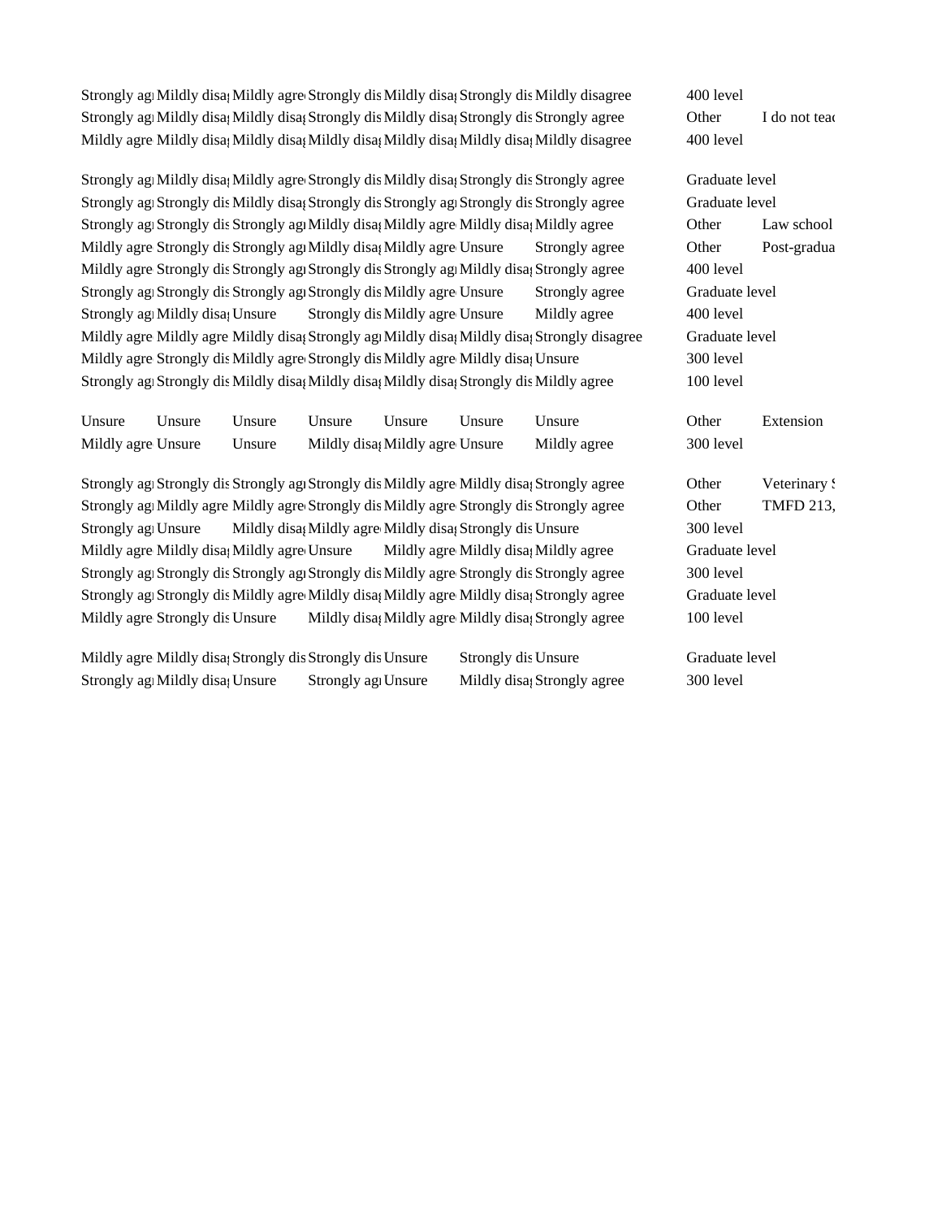| | | | | | | | | |
|---|---|---|---|---|---|---|---|---|
| Strongly ag | Mildly disa | Mildly agre | Strongly dis | Mildly disa | Strongly dis | Mildly disagree | 400 level | |
| Strongly ag | Mildly disa | Mildly disa | Strongly dis | Mildly disa | Strongly dis | Strongly agree | Other | I do not tea |
| Mildly agre | Mildly disa | Mildly disa | Mildly disa | Mildly disa | Mildly disa | Mildly disagree | 400 level | |
| Strongly ag | Mildly disa | Mildly agre | Strongly dis | Mildly disa | Strongly dis | Strongly agree | Graduate level | |
| Strongly ag | Strongly dis | Mildly disa | Strongly dis | Strongly ag | Strongly dis | Strongly agree | Graduate level | |
| Strongly ag | Strongly dis | Strongly ag | Mildly disa | Mildly agre | Mildly disa | Mildly agree | Other | Law school |
| Mildly agre | Strongly dis | Strongly ag | Mildly disa | Mildly agre | Unsure | Strongly agree | Other | Post-gradua |
| Mildly agre | Strongly dis | Strongly ag | Strongly dis | Strongly ag | Mildly disa | Strongly agree | 400 level | |
| Strongly ag | Strongly dis | Strongly ag | Strongly dis | Mildly agre | Unsure | Strongly agree | Graduate level | |
| Strongly ag | Mildly disa | Unsure | Strongly dis | Mildly agre | Unsure | Mildly agree | 400 level | |
| Mildly agre | Mildly agre | Mildly disa | Strongly ag | Mildly disa | Mildly disa | Strongly disagree | Graduate level | |
| Mildly agre | Strongly dis | Mildly agre | Strongly dis | Mildly agre | Mildly disa | Unsure | 300 level | |
| Strongly ag | Strongly dis | Mildly disa | Mildly disa | Mildly disa | Strongly dis | Mildly agree | 100 level | |
| Unsure | Unsure | Unsure | Unsure | Unsure | Unsure | Unsure | Other | Extension |
| Mildly agre | Unsure | Unsure | Mildly disa | Mildly agre | Unsure | Mildly agree | 300 level | |
| Strongly ag | Strongly dis | Strongly ag | Strongly dis | Mildly agre | Mildly disa | Strongly agree | Other | Veterinary S |
| Strongly ag | Mildly agre | Mildly agre | Strongly dis | Mildly agre | Strongly dis | Strongly agree | Other | TMFD 213, |
| Strongly ag | Unsure | Mildly disa | Mildly agre | Mildly disa | Strongly dis | Unsure | 300 level | |
| Mildly agre | Mildly disa | Mildly agre | Unsure | Mildly agre | Mildly disa | Mildly agree | Graduate level | |
| Strongly ag | Strongly dis | Strongly ag | Strongly dis | Mildly agre | Strongly dis | Strongly agree | 300 level | |
| Strongly ag | Strongly dis | Mildly agre | Mildly disa | Mildly agre | Mildly disa | Strongly agree | Graduate level | |
| Mildly agre | Strongly dis | Unsure | Mildly disa | Mildly agre | Mildly disa | Strongly agree | 100 level | |
| Mildly agre | Mildly disa | Strongly dis | Strongly dis | Unsure | Strongly dis | Unsure | Graduate level | |
| Strongly ag | Mildly disa | Unsure | Strongly ag | Unsure | Mildly disa | Strongly agree | 300 level | |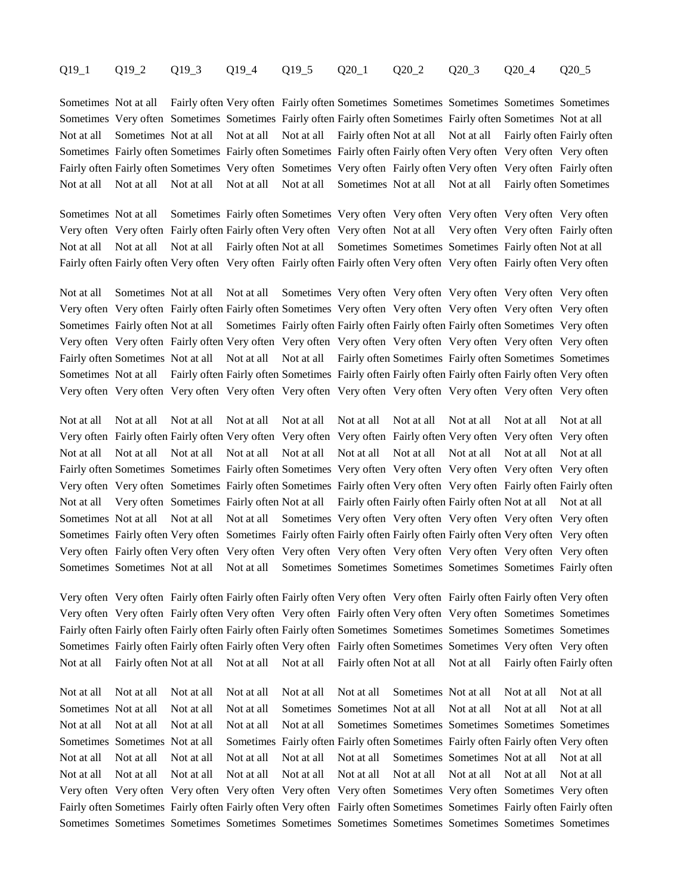| Q19_1 | Q19_2 | Q19_3 | Q19_4 | Q19_5 | Q20_1 | Q20_2 | Q20_3 | Q20_4 | Q20_5 |
|---|---|---|---|---|---|---|---|---|---|
| Sometimes | Not at all | Fairly often | Very often | Fairly often | Sometimes | Sometimes | Sometimes | Sometimes | Sometimes |
| Sometimes | Very often | Sometimes | Sometimes | Fairly often | Fairly often | Sometimes | Fairly often | Sometimes | Not at all |
| Not at all | Sometimes | Not at all | Not at all | Not at all | Fairly often | Not at all | Not at all | Fairly often | Fairly often |
| Sometimes | Fairly often | Sometimes | Fairly often | Sometimes | Fairly often | Fairly often | Very often | Very often | Very often |
| Fairly often | Fairly often | Sometimes | Very often | Sometimes | Very often | Fairly often | Very often | Very often | Fairly often |
| Not at all | Not at all | Not at all | Not at all | Not at all | Sometimes | Not at all | Not at all | Fairly often | Sometimes |
| Sometimes | Not at all | Sometimes | Fairly often | Sometimes | Very often | Very often | Very often | Very often | Very often |
| Very often | Very often | Fairly often | Fairly often | Very often | Very often | Not at all | Very often | Very often | Fairly often |
| Not at all | Not at all | Not at all | Fairly often | Not at all | Sometimes | Sometimes | Sometimes | Fairly often | Not at all |
| Fairly often | Fairly often | Very often | Very often | Fairly often | Fairly often | Very often | Very often | Fairly often | Very often |
| Not at all | Sometimes | Not at all | Not at all | Sometimes | Very often | Very often | Very often | Very often | Very often |
| Very often | Very often | Fairly often | Fairly often | Sometimes | Very often | Very often | Very often | Very often | Very often |
| Sometimes | Fairly often | Not at all | Sometimes | Fairly often | Fairly often | Fairly often | Fairly often | Sometimes | Very often |
| Very often | Very often | Fairly often | Very often | Very often | Very often | Very often | Very often | Very often | Very often |
| Fairly often | Sometimes | Not at all | Not at all | Not at all | Fairly often | Sometimes | Fairly often | Sometimes | Sometimes |
| Sometimes | Not at all | Fairly often | Fairly often | Sometimes | Fairly often | Fairly often | Fairly often | Fairly often | Very often |
| Very often | Very often | Very often | Very often | Very often | Very often | Very often | Very often | Very often | Very often |
| Not at all | Not at all | Not at all | Not at all | Not at all | Not at all | Not at all | Not at all | Not at all | Not at all |
| Very often | Fairly often | Fairly often | Very often | Very often | Very often | Fairly often | Very often | Very often | Very often |
| Not at all | Not at all | Not at all | Not at all | Not at all | Not at all | Not at all | Not at all | Not at all | Not at all |
| Fairly often | Sometimes | Sometimes | Fairly often | Sometimes | Very often | Very often | Very often | Very often | Very often |
| Very often | Very often | Sometimes | Fairly often | Sometimes | Fairly often | Very often | Very often | Fairly often | Fairly often |
| Not at all | Very often | Sometimes | Fairly often | Not at all | Fairly often | Fairly often | Fairly often | Not at all | Not at all |
| Sometimes | Not at all | Not at all | Not at all | Sometimes | Very often | Very often | Very often | Very often | Very often |
| Sometimes | Fairly often | Very often | Sometimes | Fairly often | Fairly often | Fairly often | Fairly often | Very often | Very often |
| Very often | Fairly often | Very often | Very often | Very often | Very often | Very often | Very often | Very often | Very often |
| Sometimes | Sometimes | Not at all | Not at all | Sometimes | Sometimes | Sometimes | Sometimes | Sometimes | Fairly often |
| Very often | Very often | Fairly often | Fairly often | Fairly often | Very often | Very often | Fairly often | Fairly often | Very often |
| Very often | Very often | Fairly often | Very often | Very often | Fairly often | Very often | Very often | Sometimes | Sometimes |
| Fairly often | Fairly often | Fairly often | Fairly often | Fairly often | Sometimes | Sometimes | Sometimes | Sometimes | Sometimes |
| Sometimes | Fairly often | Fairly often | Fairly often | Very often | Fairly often | Sometimes | Sometimes | Very often | Very often |
| Not at all | Fairly often | Not at all | Not at all | Not at all | Fairly often | Not at all | Not at all | Fairly often | Fairly often |
| Not at all | Not at all | Not at all | Not at all | Not at all | Not at all | Sometimes | Not at all | Not at all | Not at all |
| Sometimes | Not at all | Not at all | Not at all | Sometimes | Sometimes | Not at all | Not at all | Not at all | Not at all |
| Not at all | Not at all | Not at all | Not at all | Not at all | Sometimes | Sometimes | Sometimes | Sometimes | Sometimes |
| Sometimes | Sometimes | Not at all | Sometimes | Fairly often | Fairly often | Sometimes | Fairly often | Fairly often | Very often |
| Not at all | Not at all | Not at all | Not at all | Not at all | Not at all | Sometimes | Sometimes | Not at all | Not at all |
| Not at all | Not at all | Not at all | Not at all | Not at all | Not at all | Not at all | Not at all | Not at all | Not at all |
| Very often | Very often | Very often | Very often | Very often | Very often | Sometimes | Very often | Sometimes | Very often |
| Fairly often | Sometimes | Fairly often | Fairly often | Very often | Fairly often | Sometimes | Sometimes | Fairly often | Fairly often |
| Sometimes | Sometimes | Sometimes | Sometimes | Sometimes | Sometimes | Sometimes | Sometimes | Sometimes | Sometimes |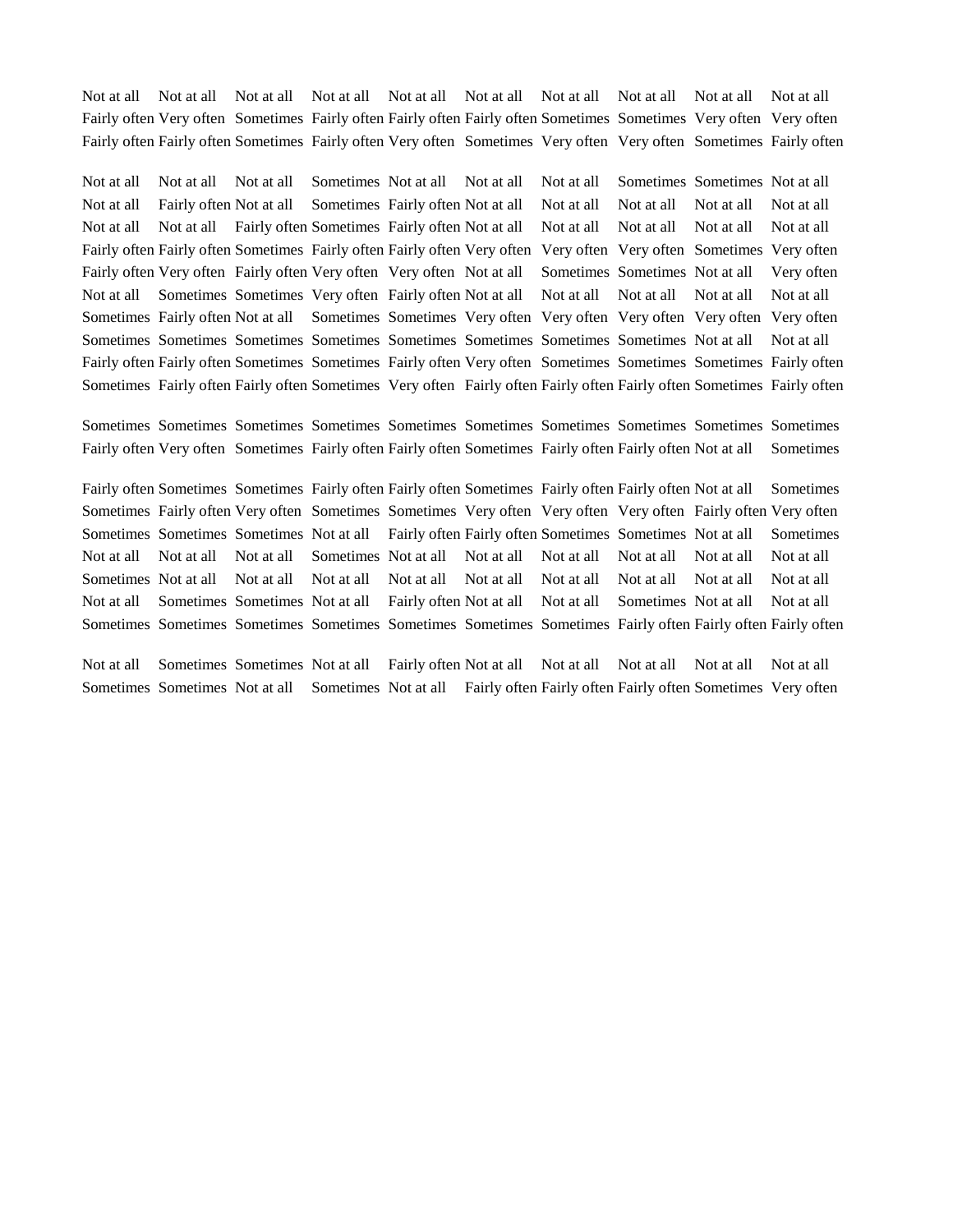| | | | | | | | | | |
|---|---|---|---|---|---|---|---|---|---|
| Not at all | Not at all | Not at all | Not at all | Not at all | Not at all | Not at all | Not at all | Not at all | Not at all |
| Fairly often | Very often | Sometimes | Fairly often | Fairly often | Fairly often | Sometimes | Sometimes | Very often | Very often |
| Fairly often | Fairly often | Sometimes | Fairly often | Very often | Sometimes | Very often | Very often | Sometimes | Fairly often |
| Not at all | Not at all | Not at all | Sometimes | Not at all | Not at all | Not at all | Sometimes | Sometimes | Not at all |
| Not at all | Fairly often | Not at all | Sometimes | Fairly often | Not at all | Not at all | Not at all | Not at all | Not at all |
| Not at all | Not at all | Fairly often | Sometimes | Fairly often | Not at all | Not at all | Not at all | Not at all | Not at all |
| Fairly often | Fairly often | Sometimes | Fairly often | Fairly often | Very often | Very often | Very often | Sometimes | Very often |
| Fairly often | Very often | Fairly often | Very often | Very often | Not at all | Sometimes | Sometimes | Not at all | Very often |
| Not at all | Sometimes | Sometimes | Very often | Fairly often | Not at all | Not at all | Not at all | Not at all | Not at all |
| Sometimes | Fairly often | Not at all | Sometimes | Sometimes | Very often | Very often | Very often | Very often | Very often |
| Sometimes | Sometimes | Sometimes | Sometimes | Sometimes | Sometimes | Sometimes | Sometimes | Not at all | Not at all |
| Fairly often | Fairly often | Sometimes | Sometimes | Fairly often | Very often | Sometimes | Sometimes | Sometimes | Fairly often |
| Sometimes | Fairly often | Fairly often | Sometimes | Very often | Fairly often | Fairly often | Fairly often | Sometimes | Fairly often |
| Sometimes | Sometimes | Sometimes | Sometimes | Sometimes | Sometimes | Sometimes | Sometimes | Sometimes | Sometimes |
| Fairly often | Very often | Sometimes | Fairly often | Fairly often | Sometimes | Fairly often | Fairly often | Not at all | Sometimes |
| Fairly often | Sometimes | Sometimes | Fairly often | Fairly often | Sometimes | Fairly often | Fairly often | Not at all | Sometimes |
| Sometimes | Fairly often | Very often | Sometimes | Sometimes | Very often | Very often | Very often | Fairly often | Very often |
| Sometimes | Sometimes | Sometimes | Not at all | Fairly often | Fairly often | Sometimes | Sometimes | Not at all | Sometimes |
| Not at all | Not at all | Not at all | Sometimes | Not at all | Not at all | Not at all | Not at all | Not at all | Not at all |
| Sometimes | Not at all | Not at all | Not at all | Not at all | Not at all | Not at all | Not at all | Not at all | Not at all |
| Not at all | Sometimes | Sometimes | Not at all | Fairly often | Not at all | Not at all | Sometimes | Not at all | Not at all |
| Sometimes | Sometimes | Sometimes | Sometimes | Sometimes | Sometimes | Sometimes | Fairly often | Fairly often | Fairly often |
| Not at all | Sometimes | Sometimes | Not at all | Fairly often | Not at all | Not at all | Not at all | Not at all | Not at all |
| Sometimes | Sometimes | Not at all | Sometimes | Not at all | Fairly often | Fairly often | Fairly often | Sometimes | Very often |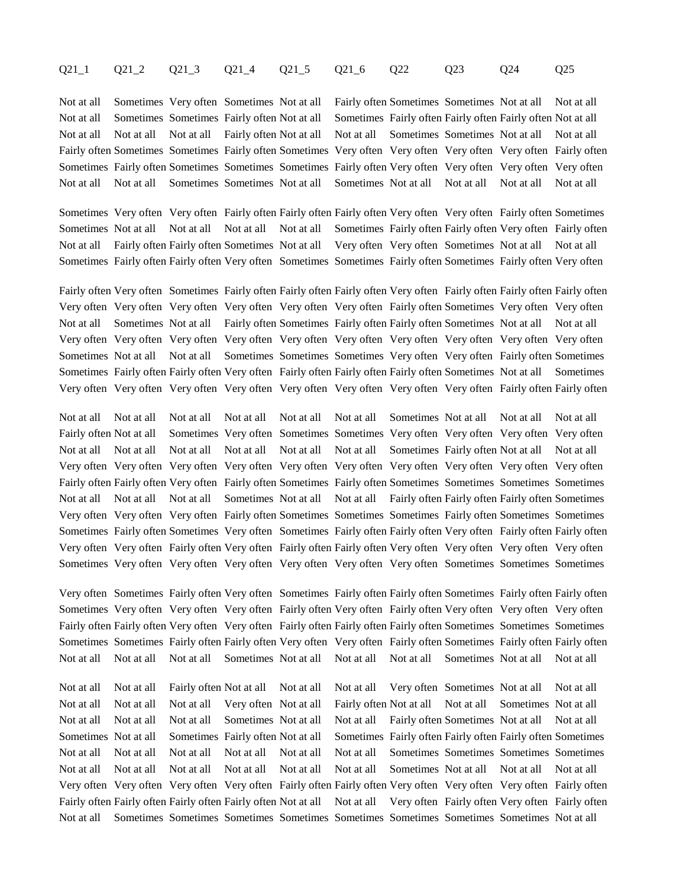| Q21_1 | Q21_2 | Q21_3 | Q21_4 | Q21_5 | Q21_6 | Q22 | Q23 | Q24 | Q25 |
|---|---|---|---|---|---|---|---|---|---|
| Not at all | Sometimes | Very often | Sometimes | Not at all | Fairly often | Sometimes | Sometimes | Not at all | Not at all |
| Not at all | Sometimes | Sometimes | Fairly often | Not at all | Sometimes | Fairly often | Fairly often | Fairly often | Not at all |
| Not at all | Not at all | Not at all | Fairly often | Not at all | Not at all | Sometimes | Sometimes | Not at all | Not at all |
| Fairly often | Sometimes | Sometimes | Fairly often | Sometimes | Very often | Very often | Very often | Very often | Fairly often |
| Sometimes | Fairly often | Sometimes | Sometimes | Sometimes | Fairly often | Very often | Very often | Very often | Very often |
| Not at all | Not at all | Sometimes | Sometimes | Not at all | Sometimes | Not at all | Not at all | Not at all | Not at all |
| Sometimes | Very often | Very often | Fairly often | Fairly often | Fairly often | Very often | Very often | Fairly often | Sometimes |
| Sometimes | Not at all | Not at all | Not at all | Not at all | Sometimes | Fairly often | Fairly often | Very often | Fairly often |
| Not at all | Fairly often | Fairly often | Sometimes | Not at all | Very often | Very often | Sometimes | Not at all | Not at all |
| Sometimes | Fairly often | Fairly often | Very often | Sometimes | Sometimes | Fairly often | Sometimes | Fairly often | Very often |
| Fairly often | Very often | Sometimes | Fairly often | Fairly often | Fairly often | Very often | Fairly often | Fairly often | Fairly often |
| Very often | Very often | Very often | Very often | Very often | Very often | Fairly often | Sometimes | Very often | Very often |
| Not at all | Sometimes | Not at all | Fairly often | Sometimes | Fairly often | Fairly often | Sometimes | Not at all | Not at all |
| Very often | Very often | Very often | Very often | Very often | Very often | Very often | Very often | Very often | Very often |
| Sometimes | Not at all | Not at all | Sometimes | Sometimes | Sometimes | Very often | Very often | Fairly often | Sometimes |
| Sometimes | Fairly often | Fairly often | Very often | Fairly often | Fairly often | Fairly often | Sometimes | Not at all | Sometimes |
| Very often | Very often | Very often | Very often | Very often | Very often | Very often | Very often | Fairly often | Fairly often |
| Not at all | Not at all | Not at all | Not at all | Not at all | Not at all | Sometimes | Not at all | Not at all | Not at all |
| Fairly often | Not at all | Sometimes | Very often | Sometimes | Sometimes | Very often | Very often | Very often | Very often |
| Not at all | Not at all | Not at all | Not at all | Not at all | Not at all | Sometimes | Fairly often | Not at all | Not at all |
| Very often | Very often | Very often | Very often | Very often | Very often | Very often | Very often | Very often | Very often |
| Fairly often | Fairly often | Very often | Fairly often | Sometimes | Fairly often | Sometimes | Sometimes | Sometimes | Sometimes |
| Not at all | Not at all | Not at all | Sometimes | Not at all | Not at all | Fairly often | Fairly often | Fairly often | Sometimes |
| Very often | Very often | Very often | Fairly often | Sometimes | Sometimes | Sometimes | Fairly often | Sometimes | Sometimes |
| Sometimes | Fairly often | Sometimes | Very often | Sometimes | Fairly often | Fairly often | Very often | Fairly often | Fairly often |
| Very often | Very often | Fairly often | Very often | Fairly often | Fairly often | Very often | Very often | Very often | Very often |
| Sometimes | Very often | Very often | Very often | Very often | Very often | Very often | Sometimes | Sometimes | Sometimes |
| Very often | Sometimes | Fairly often | Very often | Sometimes | Fairly often | Fairly often | Sometimes | Fairly often | Fairly often |
| Sometimes | Very often | Very often | Very often | Fairly often | Very often | Fairly often | Very often | Very often | Very often |
| Fairly often | Fairly often | Very often | Very often | Fairly often | Fairly often | Fairly often | Sometimes | Sometimes | Sometimes |
| Sometimes | Sometimes | Fairly often | Fairly often | Very often | Very often | Fairly often | Sometimes | Fairly often | Fairly often |
| Not at all | Not at all | Not at all | Sometimes | Not at all | Not at all | Not at all | Sometimes | Not at all | Not at all |
| Not at all | Not at all | Fairly often | Not at all | Not at all | Not at all | Very often | Sometimes | Not at all | Not at all |
| Not at all | Not at all | Not at all | Very often | Not at all | Fairly often | Not at all | Not at all | Sometimes | Not at all |
| Not at all | Not at all | Not at all | Sometimes | Not at all | Not at all | Fairly often | Sometimes | Not at all | Not at all |
| Sometimes | Not at all | Sometimes | Fairly often | Not at all | Sometimes | Fairly often | Fairly often | Fairly often | Sometimes |
| Not at all | Not at all | Not at all | Not at all | Not at all | Not at all | Sometimes | Sometimes | Sometimes | Sometimes |
| Not at all | Not at all | Not at all | Not at all | Not at all | Not at all | Sometimes | Not at all | Not at all | Not at all |
| Very often | Very often | Very often | Very often | Fairly often | Fairly often | Very often | Very often | Very often | Fairly often |
| Fairly often | Fairly often | Fairly often | Fairly often | Not at all | Not at all | Very often | Fairly often | Very often | Fairly often |
| Not at all | Sometimes | Sometimes | Sometimes | Sometimes | Sometimes | Sometimes | Sometimes | Sometimes | Not at all |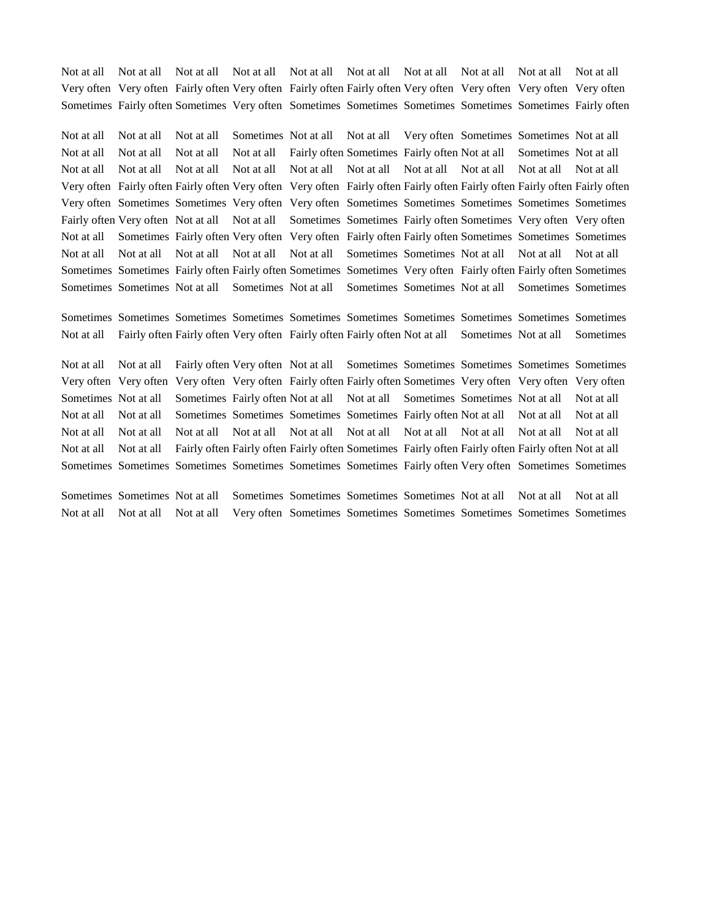| | | | | | | | | | |
|---|---|---|---|---|---|---|---|---|---|
| Not at all | Not at all | Not at all | Not at all | Not at all | Not at all | Not at all | Not at all | Not at all | Not at all |
| Very often | Very often | Fairly often | Very often | Fairly often | Fairly often | Very often | Very often | Very often | Very often |
| Sometimes | Fairly often | Sometimes | Very often | Sometimes | Sometimes | Sometimes | Sometimes | Sometimes | Fairly often |
| Not at all | Not at all | Not at all | Sometimes | Not at all | Not at all | Very often | Sometimes | Sometimes | Not at all |
| Not at all | Not at all | Not at all | Not at all | Fairly often | Sometimes | Fairly often | Not at all | Sometimes | Not at all |
| Not at all | Not at all | Not at all | Not at all | Not at all | Not at all | Not at all | Not at all | Not at all | Not at all |
| Very often | Fairly often | Fairly often | Very often | Very often | Fairly often | Fairly often | Fairly often | Fairly often | Fairly often |
| Very often | Sometimes | Sometimes | Very often | Very often | Sometimes | Sometimes | Sometimes | Sometimes | Sometimes |
| Fairly often | Very often | Not at all | Not at all | Sometimes | Sometimes | Fairly often | Sometimes | Very often | Very often |
| Not at all | Sometimes | Fairly often | Very often | Very often | Fairly often | Fairly often | Sometimes | Sometimes | Sometimes |
| Not at all | Not at all | Not at all | Not at all | Not at all | Sometimes | Sometimes | Not at all | Not at all | Not at all |
| Sometimes | Sometimes | Fairly often | Fairly often | Sometimes | Sometimes | Very often | Fairly often | Fairly often | Sometimes |
| Sometimes | Sometimes | Not at all | Sometimes | Not at all | Sometimes | Sometimes | Not at all | Sometimes | Sometimes |
| Sometimes | Sometimes | Sometimes | Sometimes | Sometimes | Sometimes | Sometimes | Sometimes | Sometimes | Sometimes |
| Not at all | Fairly often | Fairly often | Very often | Fairly often | Fairly often | Not at all | Sometimes | Not at all | Sometimes |
| Not at all | Not at all | Fairly often | Very often | Not at all | Sometimes | Sometimes | Sometimes | Sometimes | Sometimes |
| Very often | Very often | Very often | Very often | Fairly often | Fairly often | Sometimes | Very often | Very often | Very often |
| Sometimes | Not at all | Sometimes | Fairly often | Not at all | Not at all | Sometimes | Sometimes | Not at all | Not at all |
| Not at all | Not at all | Sometimes | Sometimes | Sometimes | Sometimes | Fairly often | Not at all | Not at all | Not at all |
| Not at all | Not at all | Not at all | Not at all | Not at all | Not at all | Not at all | Not at all | Not at all | Not at all |
| Not at all | Not at all | Fairly often | Fairly often | Fairly often | Sometimes | Fairly often | Fairly often | Fairly often | Not at all |
| Sometimes | Sometimes | Sometimes | Sometimes | Sometimes | Sometimes | Fairly often | Very often | Sometimes | Sometimes |
| Sometimes | Sometimes | Not at all | Sometimes | Sometimes | Sometimes | Sometimes | Not at all | Not at all | Not at all |
| Not at all | Not at all | Not at all | Very often | Sometimes | Sometimes | Sometimes | Sometimes | Sometimes | Sometimes |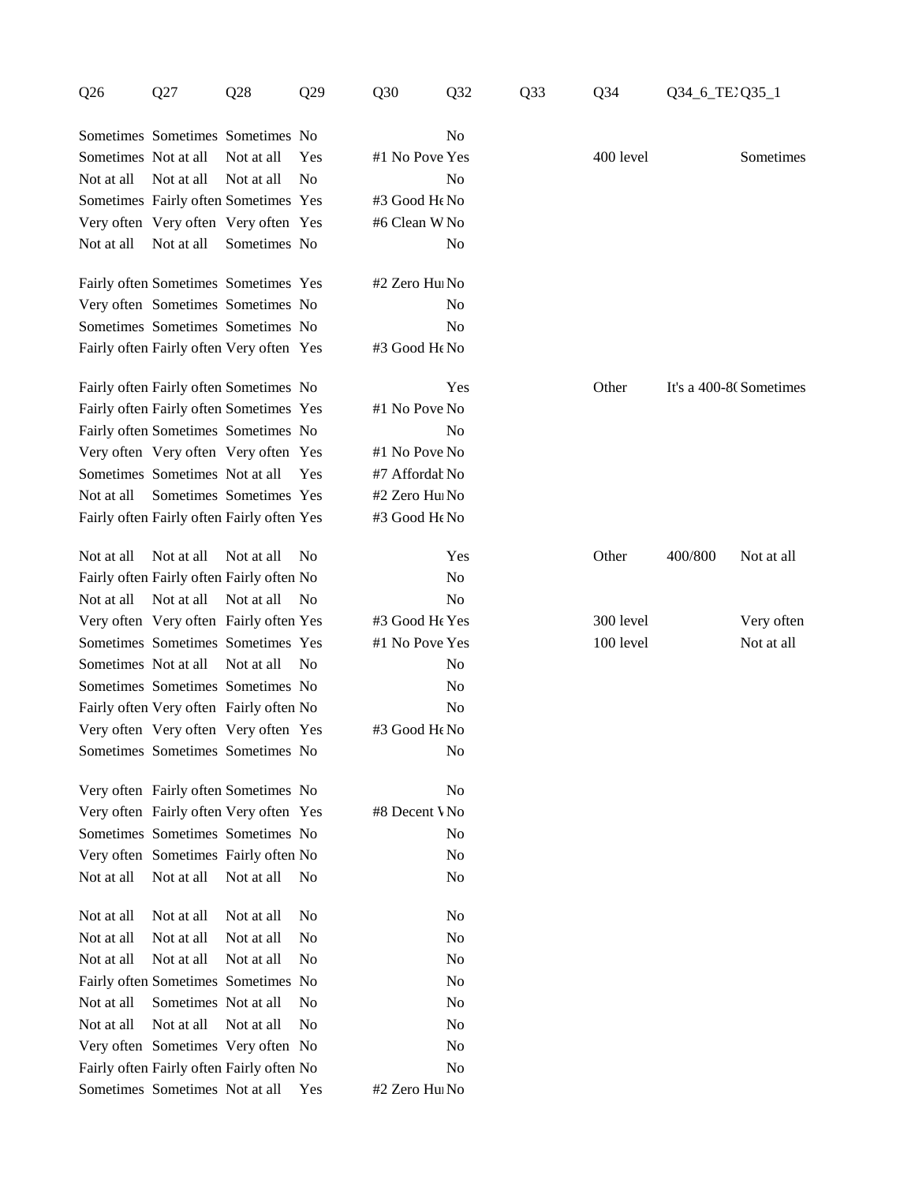| Q26 | Q27 | Q28 | Q29 | Q30 | Q32 | Q33 | Q34 | Q34_6_TE. | Q35_1 |
|---|---|---|---|---|---|---|---|---|---|
| Sometimes | Sometimes | Sometimes | No | | No | | | | |
| Sometimes | Not at all | Not at all | Yes | #1 No Pove | Yes | | 400 level | | Sometimes |
| Not at all | Not at all | Not at all | No | | No | | | | |
| Sometimes | Fairly often | Sometimes | Yes | #3 Good He | No | | | | |
| Very often | Very often | Very often | Yes | #6 Clean W | No | | | | |
| Not at all | Not at all | Sometimes | No | | No | | | | |
| Fairly often | Sometimes | Sometimes | Yes | #2 Zero Hu | No | | | | |
| Very often | Sometimes | Sometimes | No | | No | | | | |
| Sometimes | Sometimes | Sometimes | No | | No | | | | |
| Fairly often | Fairly often | Very often | Yes | #3 Good He | No | | | | |
| Fairly often | Fairly often | Sometimes | No | | Yes | | Other | It's a 400-8( | Sometimes |
| Fairly often | Fairly often | Sometimes | Yes | #1 No Pove | No | | | | |
| Fairly often | Sometimes | Sometimes | No | | No | | | | |
| Very often | Very often | Very often | Yes | #1 No Pove | No | | | | |
| Sometimes | Sometimes | Not at all | Yes | #7 Affordal | No | | | | |
| Not at all | Sometimes | Sometimes | Yes | #2 Zero Hu | No | | | | |
| Fairly often | Fairly often | Fairly often | Yes | #3 Good He | No | | | | |
| Not at all | Not at all | Not at all | No | | Yes | | Other | 400/800 | Not at all |
| Fairly often | Fairly often | Fairly often | No | | No | | | | |
| Not at all | Not at all | Not at all | No | | No | | | | |
| Very often | Very often | Fairly often | Yes | #3 Good He | Yes | | 300 level | | Very often |
| Sometimes | Sometimes | Sometimes | Yes | #1 No Pove | Yes | | 100 level | | Not at all |
| Sometimes | Not at all | Not at all | No | | No | | | | |
| Sometimes | Sometimes | Sometimes | No | | No | | | | |
| Fairly often | Very often | Fairly often | No | | No | | | | |
| Very often | Very often | Very often | Yes | #3 Good He | No | | | | |
| Sometimes | Sometimes | Sometimes | No | | No | | | | |
| Very often | Fairly often | Sometimes | No | | No | | | | |
| Very often | Fairly often | Very often | Yes | #8 Decent V | No | | | | |
| Sometimes | Sometimes | Sometimes | No | | No | | | | |
| Very often | Sometimes | Fairly often | No | | No | | | | |
| Not at all | Not at all | Not at all | No | | No | | | | |
| Not at all | Not at all | Not at all | No | | No | | | | |
| Not at all | Not at all | Not at all | No | | No | | | | |
| Not at all | Not at all | Not at all | No | | No | | | | |
| Fairly often | Sometimes | Sometimes | No | | No | | | | |
| Not at all | Sometimes | Not at all | No | | No | | | | |
| Not at all | Not at all | Not at all | No | | No | | | | |
| Very often | Sometimes | Very often | No | | No | | | | |
| Fairly often | Fairly often | Fairly often | No | | No | | | | |
| Sometimes | Sometimes | Not at all | Yes | #2 Zero Hu | No | | | | |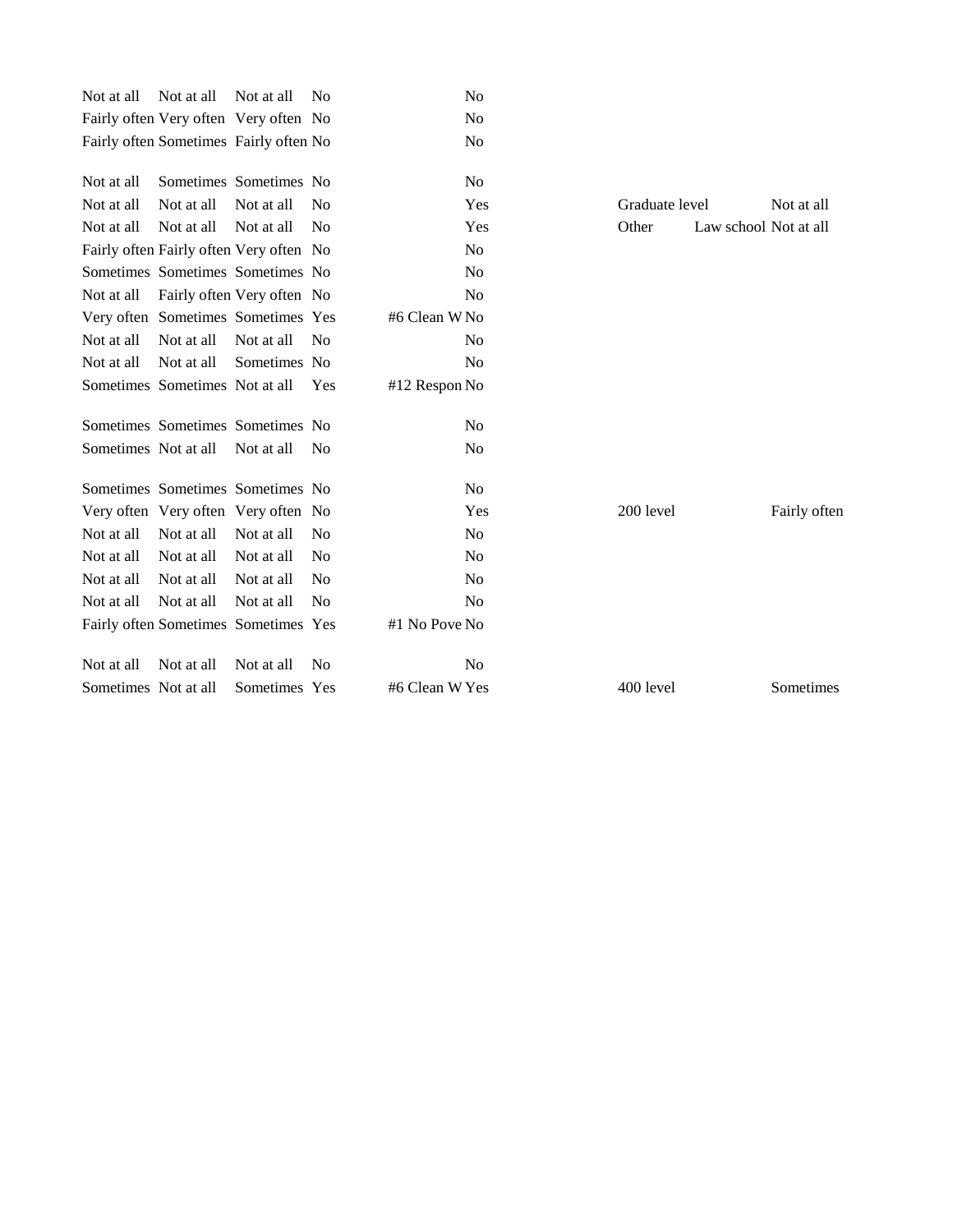| | | | | | | | | |
|---|---|---|---|---|---|---|---|---|
| Not at all | Not at all | Not at all | No | | No | | | |
| Fairly often | Very often | Very often | No | | No | | | |
| Fairly often | Sometimes | Fairly often | No | | No | | | |
| Not at all | Sometimes | Sometimes | No | | No | | | |
| Not at all | Not at all | Not at all | No | | Yes | Graduate level | | Not at all |
| Not at all | Not at all | Not at all | No | | Yes | Other | Law school | Not at all |
| Fairly often | Fairly often | Very often | No | | No | | | |
| Sometimes | Sometimes | Sometimes | No | | No | | | |
| Not at all | Fairly often | Very often | No | | No | | | |
| Very often | Sometimes | Sometimes | Yes | #6 Clean W | No | | | |
| Not at all | Not at all | Not at all | No | | No | | | |
| Not at all | Not at all | Sometimes | No | | No | | | |
| Sometimes | Sometimes | Not at all | Yes | #12 Respon | No | | | |
| Sometimes | Sometimes | Sometimes | No | | No | | | |
| Sometimes | Not at all | Not at all | No | | No | | | |
| Sometimes | Sometimes | Sometimes | No | | No | | | |
| Very often | Very often | Very often | No | | Yes | 200 level | | Fairly often |
| Not at all | Not at all | Not at all | No | | No | | | |
| Not at all | Not at all | Not at all | No | | No | | | |
| Not at all | Not at all | Not at all | No | | No | | | |
| Not at all | Not at all | Not at all | No | | No | | | |
| Fairly often | Sometimes | Sometimes | Yes | #1 No Pove | No | | | |
| Not at all | Not at all | Not at all | No | | No | | | |
| Sometimes | Not at all | Sometimes | Yes | #6 Clean W | Yes | 400 level | | Sometimes |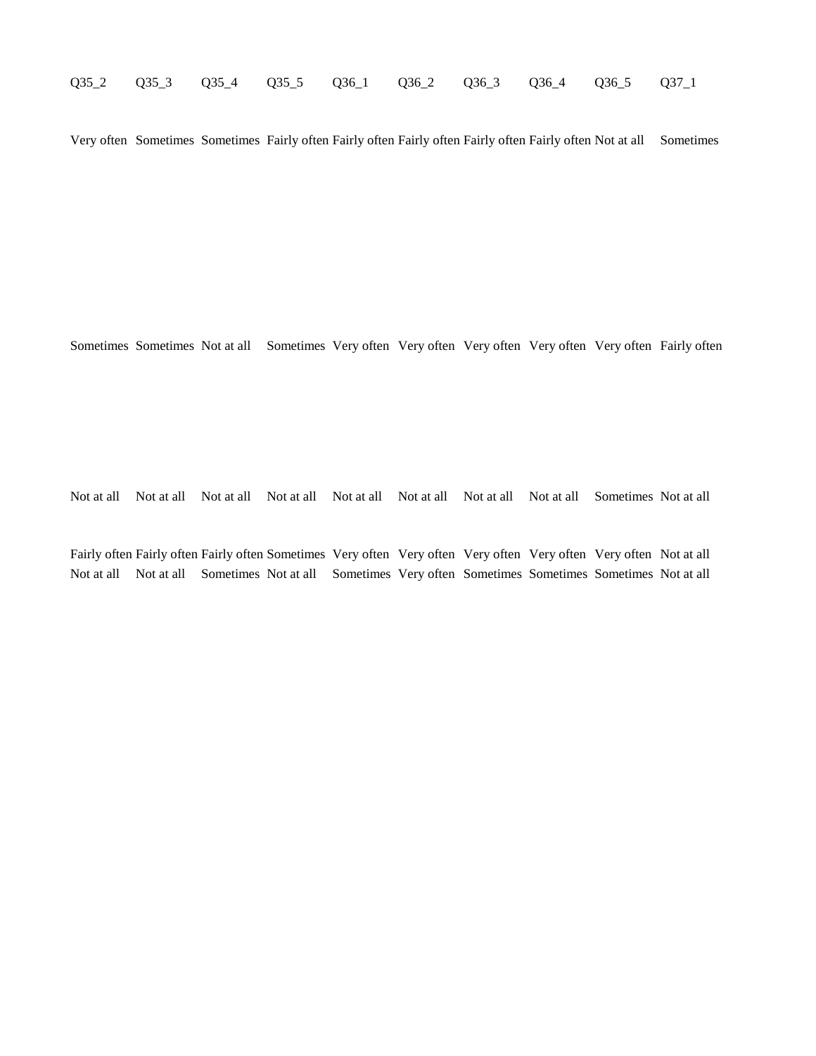| Q35_2 | Q35_3 | Q35_4 | Q35_5 | Q36_1 | Q36_2 | Q36_3 | Q36_4 | Q36_5 | Q37_1 |
|---|---|---|---|---|---|---|---|---|---|
| Very often | Sometimes | Sometimes | Fairly often | Fairly often | Fairly often | Fairly often | Fairly often | Not at all | Sometimes |
| Sometimes | Sometimes | Not at all | Sometimes | Very often | Very often | Very often | Very often | Very often | Fairly often |
| Not at all | Not at all | Not at all | Not at all | Not at all | Not at all | Not at all | Not at all | Sometimes | Not at all |
| Fairly often | Fairly often | Fairly often | Sometimes | Very often | Very often | Very often | Very often | Very often | Not at all |
| Not at all | Not at all | Sometimes | Not at all | Sometimes | Very often | Sometimes | Sometimes | Sometimes | Not at all |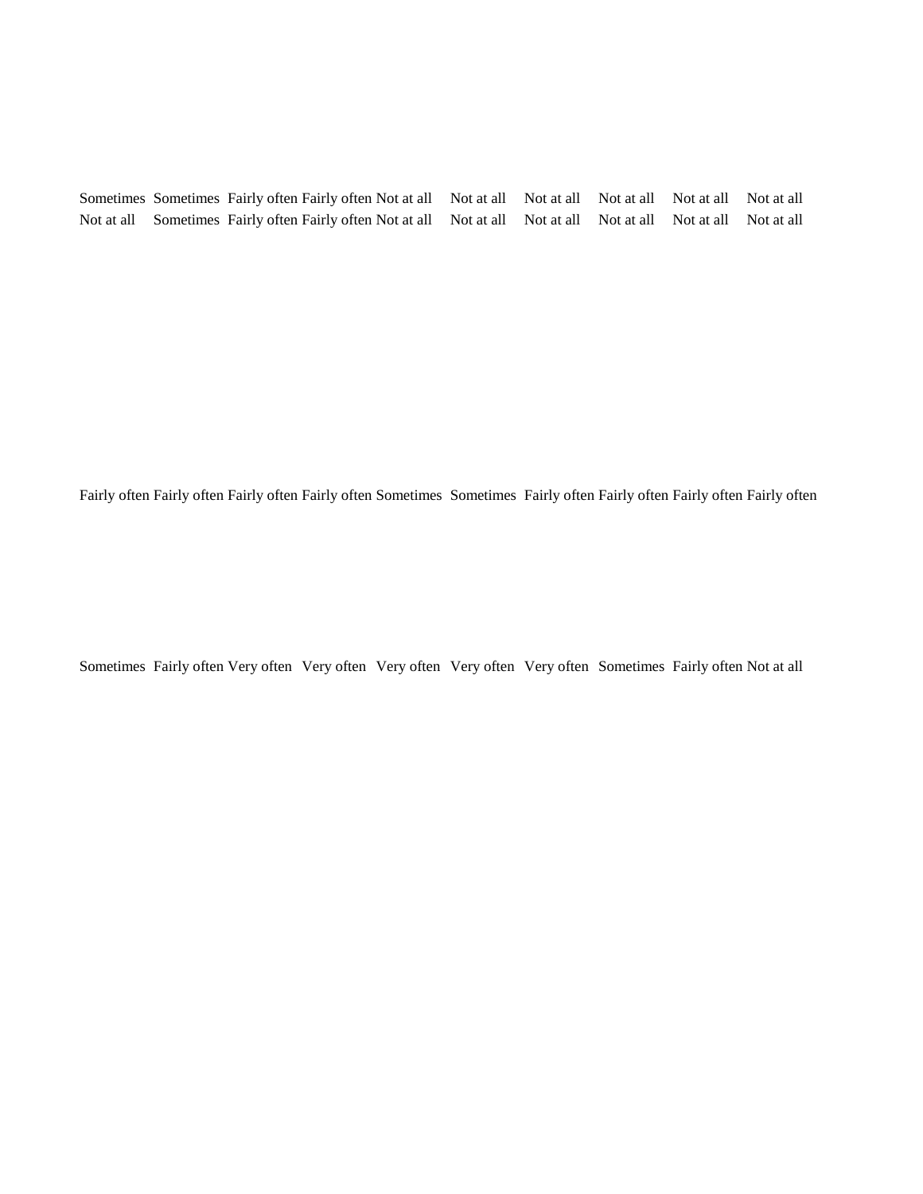| Sometimes | Sometimes | Fairly often | Fairly often | Not at all | Not at all | Not at all | Not at all | Not at all | Not at all |
|---|---|---|---|---|---|---|---|---|---|
| Not at all | Sometimes | Fairly often | Fairly often | Not at all | Not at all | Not at all | Not at all | Not at all | Not at all |

| Fairly often | Fairly often | Fairly often | Fairly often | Sometimes | Sometimes | Fairly often | Fairly often | Fairly often | Fairly often |
|---|---|---|---|---|---|---|---|---|---|

| Sometimes | Fairly often | Very often | Very often | Very often | Very often | Very often | Sometimes | Fairly often | Not at all |
|---|---|---|---|---|---|---|---|---|---|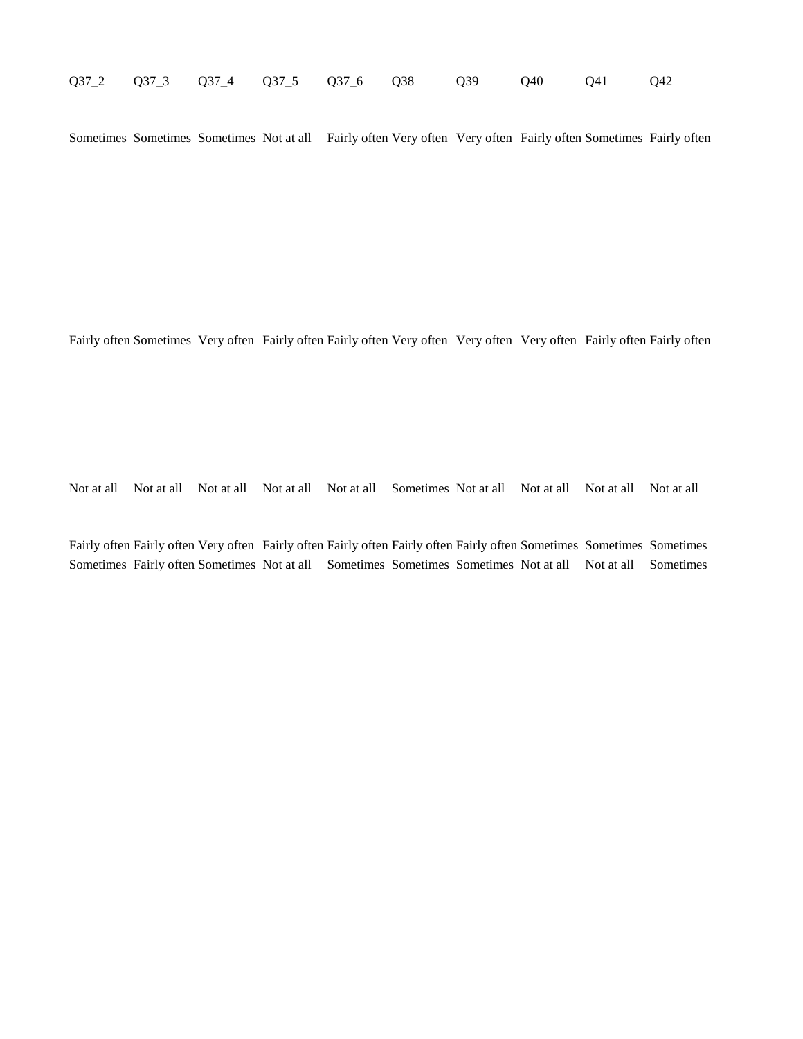| Q37_2 | Q37_3 | Q37_4 | Q37_5 | Q37_6 | Q38 | Q39 | Q40 | Q41 | Q42 |
|---|---|---|---|---|---|---|---|---|---|
| Sometimes | Sometimes | Sometimes | Not at all | Fairly often | Very often | Very often | Fairly often | Sometimes | Fairly often |
| Fairly often | Sometimes | Very often | Fairly often | Fairly often | Very often | Very often | Very often | Fairly often | Fairly often |
| Not at all | Not at all | Not at all | Not at all | Not at all | Sometimes | Not at all | Not at all | Not at all | Not at all |
| Fairly often | Fairly often | Very often | Fairly often | Fairly often | Fairly often | Fairly often | Sometimes | Sometimes | Sometimes |
| Sometimes | Fairly often | Sometimes | Not at all | Sometimes | Sometimes | Sometimes | Not at all | Not at all | Sometimes |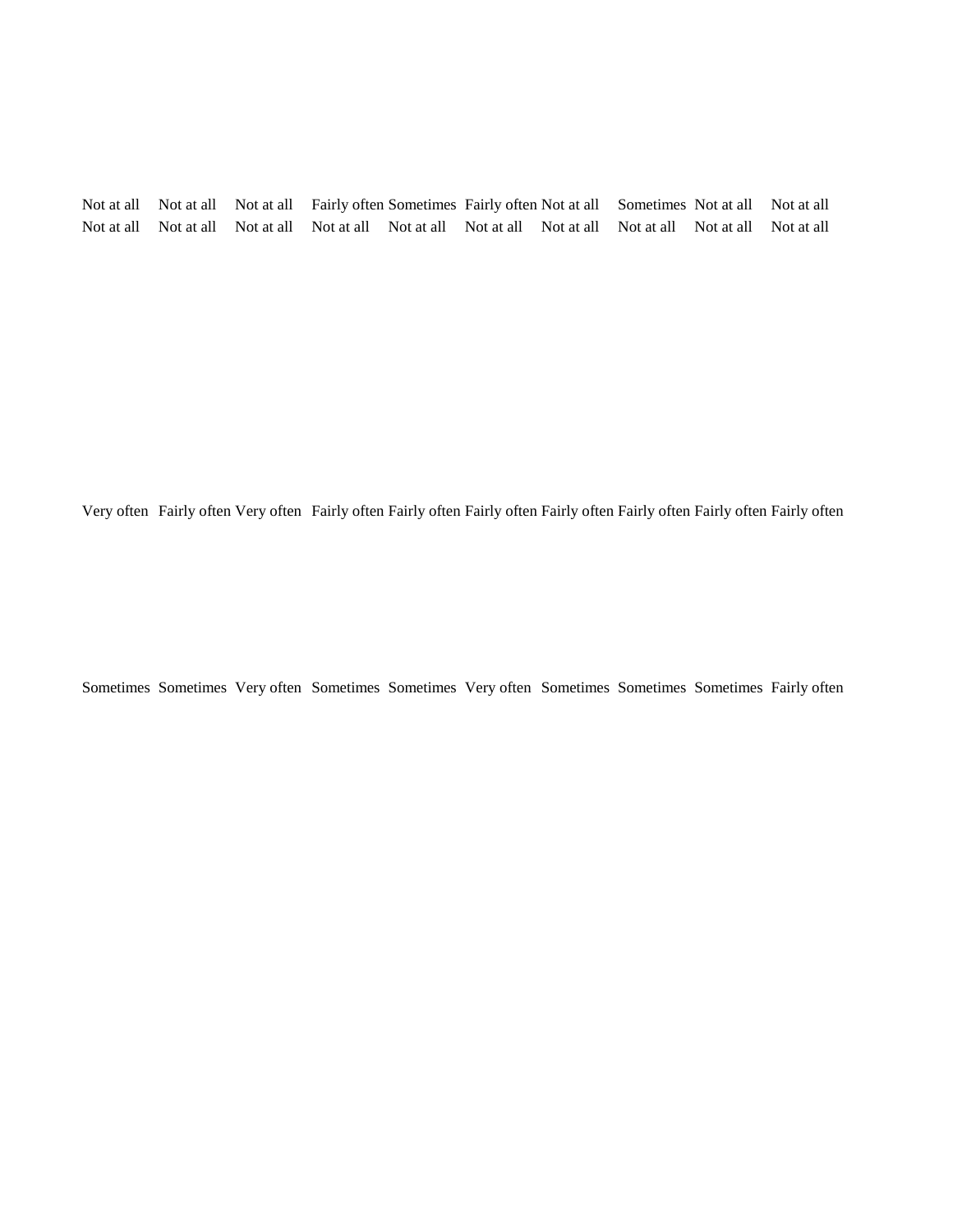| Not at all | Not at all | Not at all | Fairly often | Sometimes | Fairly often | Not at all | Sometimes | Not at all | Not at all |
|---|---|---|---|---|---|---|---|---|---|
| Not at all | Not at all | Not at all | Not at all | Not at all | Not at all | Not at all | Not at all | Not at all | Not at all |

| Very often | Fairly often | Very often | Fairly often | Fairly often | Fairly often | Fairly often | Fairly often | Fairly often | Fairly often |
|---|---|---|---|---|---|---|---|---|---|

| Sometimes | Sometimes | Very often | Sometimes | Sometimes | Very often | Sometimes | Sometimes | Sometimes | Fairly often |
|---|---|---|---|---|---|---|---|---|---|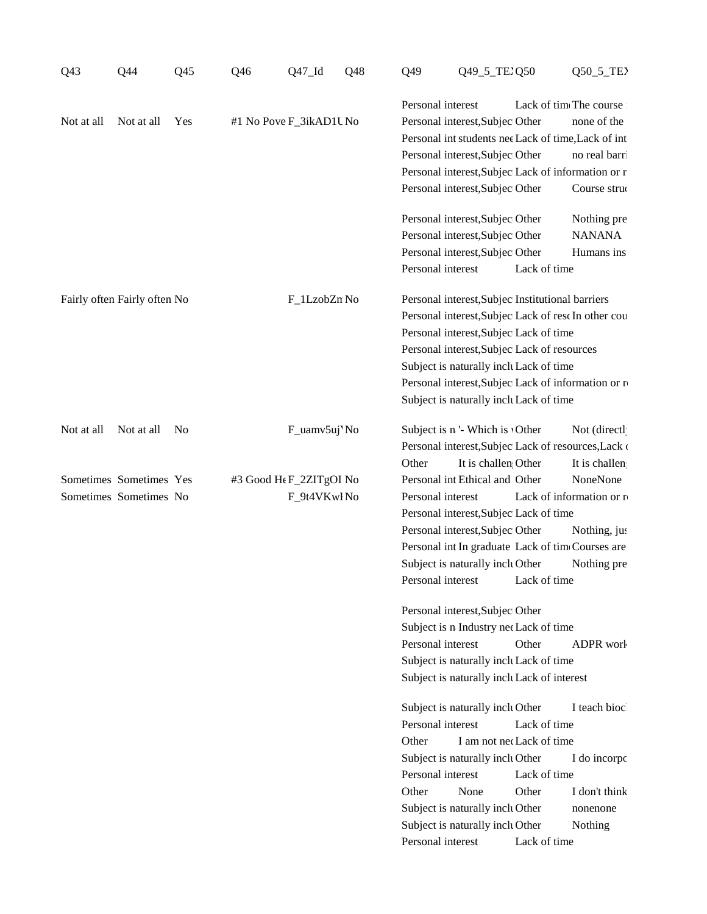| Q43 | Q44 | Q45 | Q46 | Q47_Id | Q48 | Q49 | Q49_5_TEX | Q50 | Q50_5_TEX |
|---|---|---|---|---|---|---|---|---|---|
| | | | | | | Personal interest | | Lack of time | The course |
| Not at all | Not at all | Yes | #1 No Pove | F_3ikAD1U | No | Personal interest,Subjec | | Other | none of the |
| | | | | | | Personal int | students nee | Lack of time,Lack of int | |
| | | | | | | Personal interest,Subjec | | Other | no real barri |
| | | | | | | Personal interest,Subjec | | Lack of information or r | |
| | | | | | | Personal interest,Subjec | | Other | Course struc |
| | | | | | | Personal interest,Subjec | | Other | Nothing pre |
| | | | | | | Personal interest,Subjec | | Other | NANANA |
| | | | | | | Personal interest,Subjec | | Other | Humans ins |
| | | | | | | Personal interest | | Lack of time | |
| Fairly often | Fairly often | No | | F_1LzobZn | No | Personal interest,Subjec | | Institutional barriers | |
| | | | | | | Personal interest,Subjec | | Lack of reso | In other cou |
| | | | | | | Personal interest,Subjec | | Lack of time | |
| | | | | | | Personal interest,Subjec | | Lack of resources | |
| | | | | | | Subject is naturally inclu | | Lack of time | |
| | | | | | | Personal interest,Subjec | | Lack of information or r | |
| | | | | | | Subject is naturally inclu | | Lack of time | |
| Not at all | Not at all | No | | F_uamv5uj | No | Subject is n | '- Which is | Other | Not (directl |
| | | | | | | Personal interest,Subjec | | Lack of resources,Lack | |
| | | | | | | Other | It is challen | Other | It is challen |
| Sometimes | Sometimes | Yes | #3 Good He | F_2ZITgOI | No | Personal int | Ethical and | Other | NoneNone |
| Sometimes | Sometimes | No | | F_9t4VKwI | No | Personal interest | | Lack of information or r | |
| | | | | | | Personal interest,Subjec | | Lack of time | |
| | | | | | | Personal interest,Subjec | | Other | Nothing, jus |
| | | | | | | Personal int | In graduate | Lack of time | Courses are |
| | | | | | | Subject is naturally inclu | | Other | Nothing pre |
| | | | | | | Personal interest | | Lack of time | |
| | | | | | | Personal interest,Subjec | | Other | |
| | | | | | | Subject is n | Industry nee | Lack of time | |
| | | | | | | Personal interest | | Other | ADPR work |
| | | | | | | Subject is naturally inclu | | Lack of time | |
| | | | | | | Subject is naturally inclu | | Lack of interest | |
| | | | | | | Subject is naturally inclu | | Other | I teach bioc |
| | | | | | | Personal interest | | Lack of time | |
| | | | | | | Other | I am not nec | Lack of time | |
| | | | | | | Subject is naturally inclu | | Other | I do incorpo |
| | | | | | | Personal interest | | Lack of time | |
| | | | | | | Other | None | Other | I don't think |
| | | | | | | Subject is naturally inclu | | Other | nonenone |
| | | | | | | Subject is naturally inclu | | Other | Nothing |
| | | | | | | Personal interest | | Lack of time | |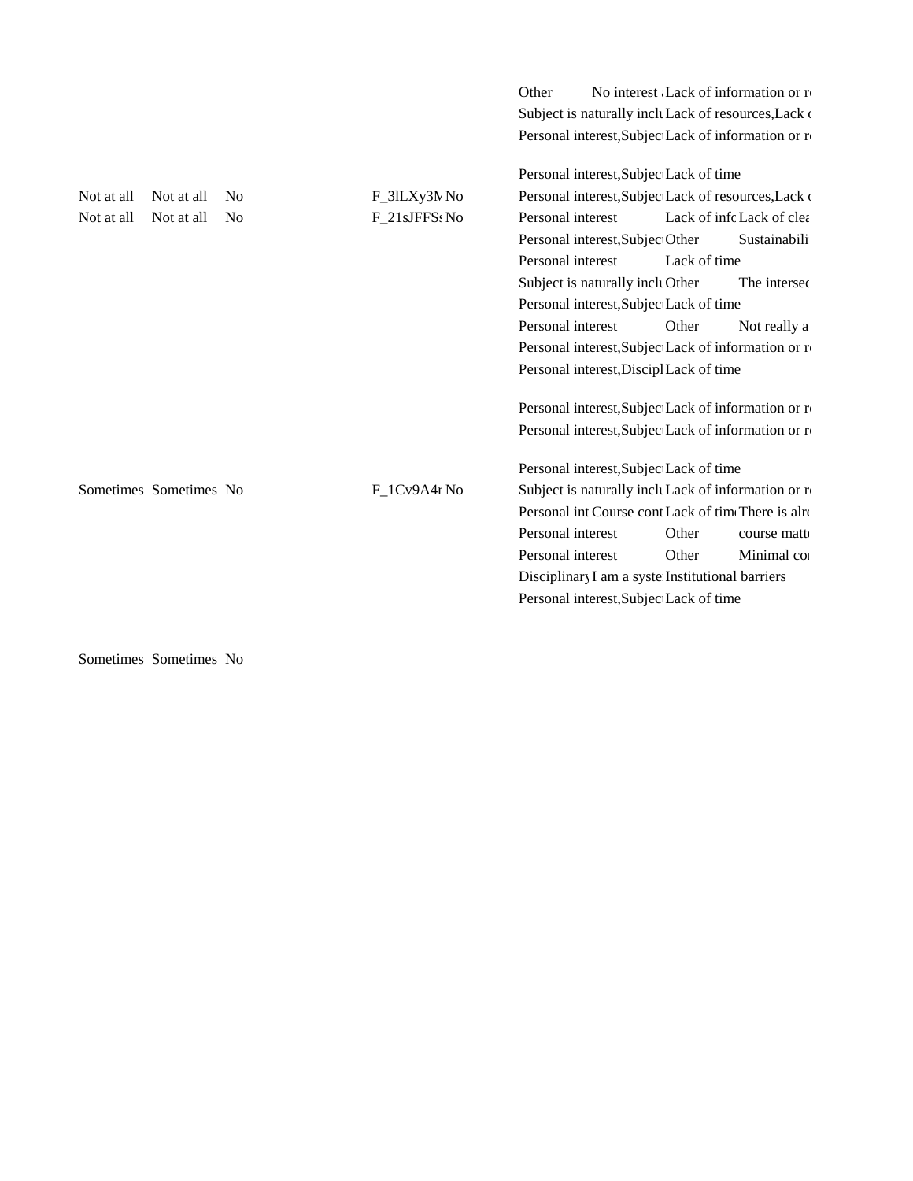| | | | | | | | |
|---|---|---|---|---|---|---|---|
| | | | | | Other | No interest | Lack of information or r |
| | | | | | Subject is naturally inclu | Lack of resources,Lack c | |
| | | | | | Personal interest,Subjec | Lack of information or r | |
| | | | | | Personal interest,Subjec | Lack of time | |
| Not at all | Not at all | No | F_3lLXy3M | No | Personal interest,Subjec | Lack of resources,Lack c | |
| Not at all | Not at all | No | F_21sJFFS | No | Personal interest | Lack of info | Lack of clea |
| | | | | | Personal interest,Subjec | Other | Sustainabili |
| | | | | | Personal interest | Lack of time | |
| | | | | | Subject is naturally inclu | Other | The intersec |
| | | | | | Personal interest,Subjec | Lack of time | |
| | | | | | Personal interest | Other | Not really a |
| | | | | | Personal interest,Subjec | Lack of information or r | |
| | | | | | Personal interest,Discipl | Lack of time | |
| | | | | | Personal interest,Subjec | Lack of information or r | |
| | | | | | Personal interest,Subjec | Lack of information or r | |
| | | | | | Personal interest,Subjec | Lack of time | |
| Sometimes | Sometimes | No | F_1Cv9A4r | No | Subject is naturally inclu | Lack of information or r | |
| | | | | | Personal int Course cont | Lack of time | There is alre |
| | | | | | Personal interest | Other | course matt |
| | | | | | Personal interest | Other | Minimal co |
| | | | | | Disciplinary I am a syste | Institutional barriers | |
| | | | | | Personal interest,Subjec | Lack of time | |
| Sometimes | Sometimes | No | | | | | |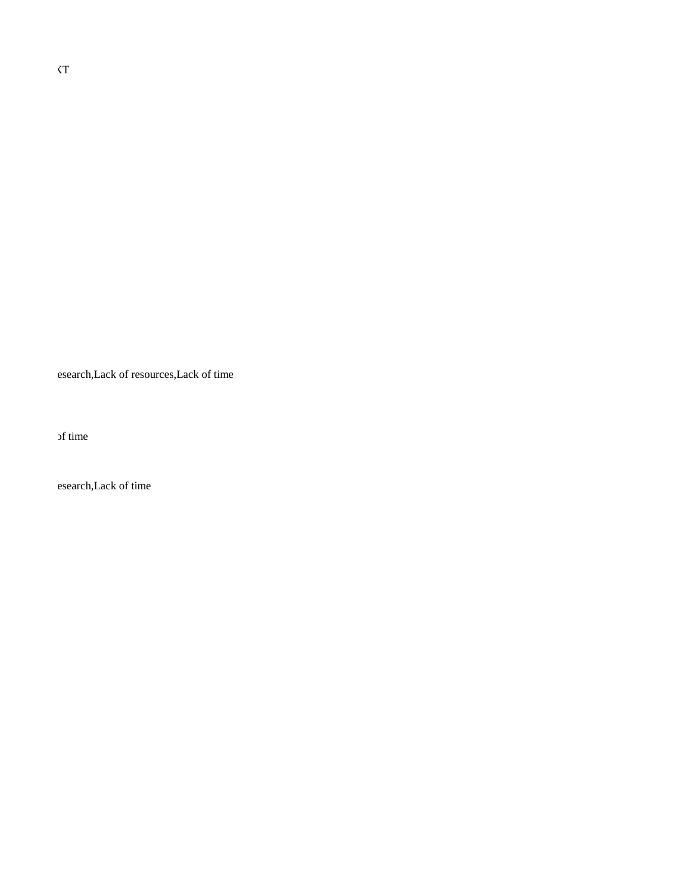‹T

esearch,Lack of resources,Lack of time

of time

esearch,Lack of time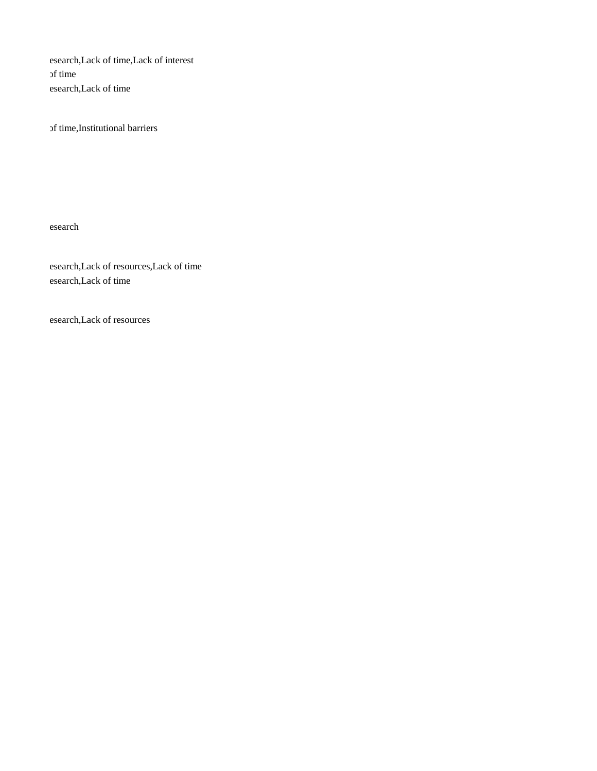esearch,Lack of time,Lack of interest
of time
esearch,Lack of time

of time,Institutional barriers

esearch

esearch,Lack of resources,Lack of time
esearch,Lack of time

esearch,Lack of resources